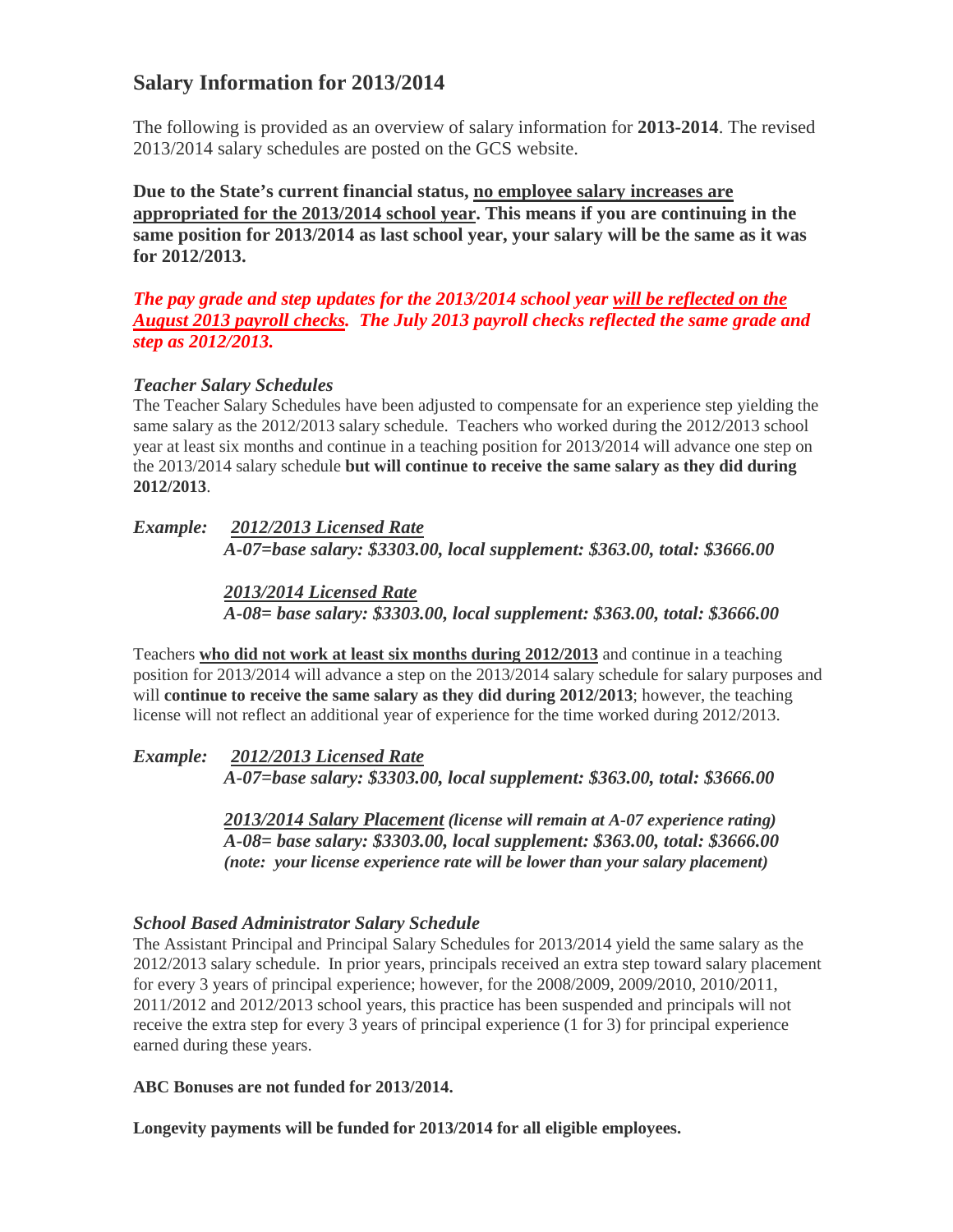## Salary Information for 2013/2014

The following is provided as an overview of salary information for **2013-2014**. The revised 2013/2014 salary schedules are posted on the GCS website.

**Due to the State's current financial status, no employee salary increases are appropriated for the 2013/2014 school year. This means if you are continuing in the same position for 2013/2014 as last school year, your salary will be the same as it was for 2012/2013.**

***The pay grade and step updates for the 2013/2014 school year will be reflected on the August 2013 payroll checks. The July 2013 payroll checks reflected the same grade and step as 2012/2013.***

### *Teacher Salary Schedules*

The Teacher Salary Schedules have been adjusted to compensate for an experience step yielding the same salary as the 2012/2013 salary schedule. Teachers who worked during the 2012/2013 school year at least six months and continue in a teaching position for 2013/2014 will advance one step on the 2013/2014 salary schedule **but will continue to receive the same salary as they did during 2012/2013**.

***Example:*** ***2012/2013 Licensed Rate***
***A-07=base salary: $3303.00, local supplement: $363.00, total: $3666.00***

***2013/2014 Licensed Rate***
***A-08= base salary: $3303.00, local supplement: $363.00, total: $3666.00***

Teachers **who did not work at least six months during 2012/2013** and continue in a teaching position for 2013/2014 will advance a step on the 2013/2014 salary schedule for salary purposes and will **continue to receive the same salary as they did during 2012/2013**; however, the teaching license will not reflect an additional year of experience for the time worked during 2012/2013.

***Example:*** ***2012/2013 Licensed Rate***
***A-07=base salary: $3303.00, local supplement: $363.00, total: $3666.00***

***2013/2014 Salary Placement*** ***(license will remain at A-07 experience rating)***
***A-08= base salary: $3303.00, local supplement: $363.00, total: $3666.00***
***(note: your license experience rate will be lower than your salary placement)***

### *School Based Administrator Salary Schedule*

The Assistant Principal and Principal Salary Schedules for 2013/2014 yield the same salary as the 2012/2013 salary schedule. In prior years, principals received an extra step toward salary placement for every 3 years of principal experience; however, for the 2008/2009, 2009/2010, 2010/2011, 2011/2012 and 2012/2013 school years, this practice has been suspended and principals will not receive the extra step for every 3 years of principal experience (1 for 3) for principal experience earned during these years.

**ABC Bonuses are not funded for 2013/2014.**

**Longevity payments will be funded for 2013/2014 for all eligible employees.**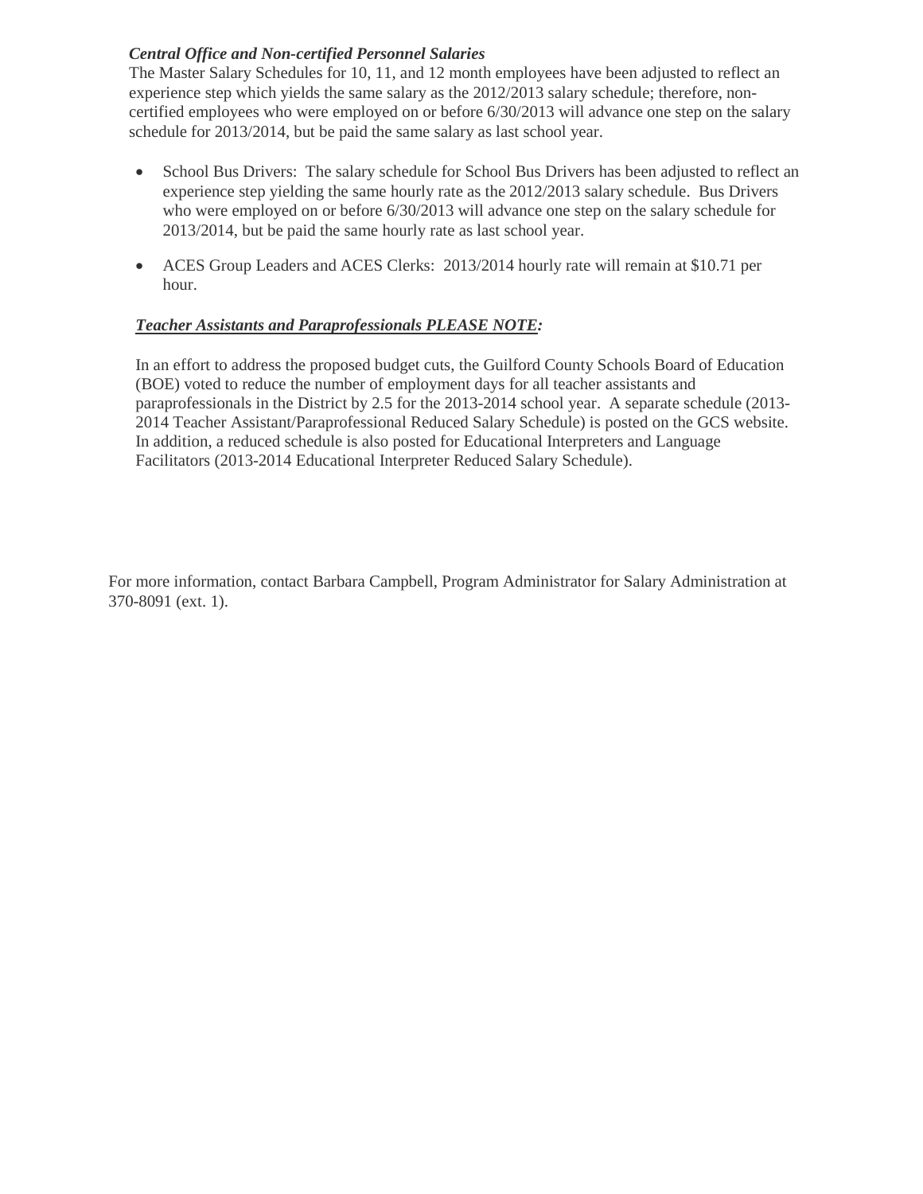***Central Office and Non-certified Personnel Salaries***

The Master Salary Schedules for 10, 11, and 12 month employees have been adjusted to reflect an experience step which yields the same salary as the 2012/2013 salary schedule; therefore, non-certified employees who were employed on or before 6/30/2013 will advance one step on the salary schedule for 2013/2014, but be paid the same salary as last school year.

- School Bus Drivers: The salary schedule for School Bus Drivers has been adjusted to reflect an experience step yielding the same hourly rate as the 2012/2013 salary schedule. Bus Drivers who were employed on or before 6/30/2013 will advance one step on the salary schedule for 2013/2014, but be paid the same hourly rate as last school year.
- ACES Group Leaders and ACES Clerks: 2013/2014 hourly rate will remain at $10.71 per hour.

***<u>Teacher Assistants and Paraprofessionals PLEASE NOTE</u>:***

In an effort to address the proposed budget cuts, the Guilford County Schools Board of Education (BOE) voted to reduce the number of employment days for all teacher assistants and paraprofessionals in the District by 2.5 for the 2013-2014 school year. A separate schedule (2013-2014 Teacher Assistant/Paraprofessional Reduced Salary Schedule) is posted on the GCS website. In addition, a reduced schedule is also posted for Educational Interpreters and Language Facilitators (2013-2014 Educational Interpreter Reduced Salary Schedule).

For more information, contact Barbara Campbell, Program Administrator for Salary Administration at 370-8091 (ext. 1).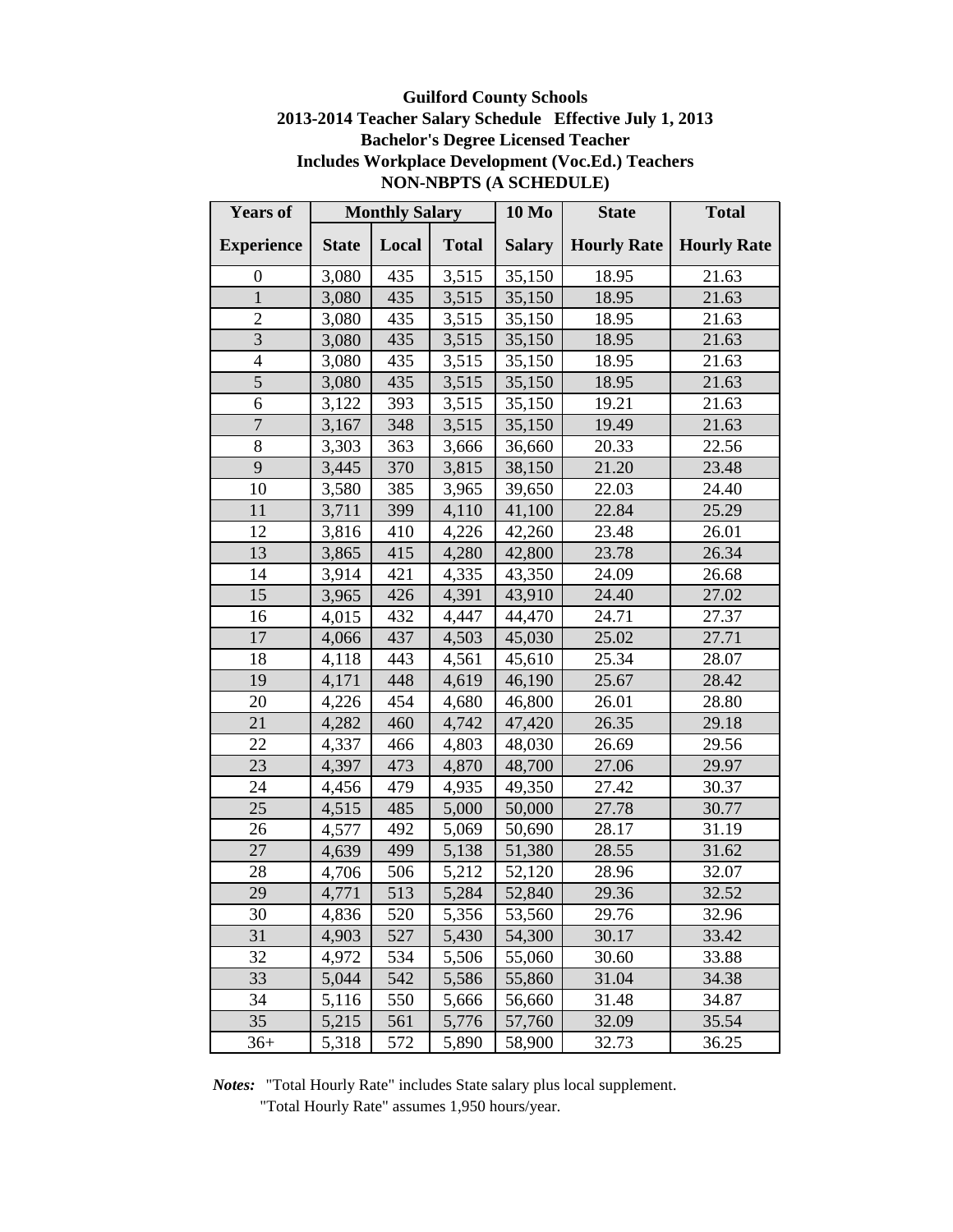# Guilford County Schools
## 2013-2014 Teacher Salary Schedule Effective July 1, 2013
## Bachelor's Degree Licensed Teacher
## Includes Workplace Development (Voc.Ed.) Teachers
## NON-NBPTS (A SCHEDULE)

| Years of | Monthly Salary | | | 10 Mo | State | Total |
|---|---|---|---|---|---|---|
| Experience | State | Local | Total | Salary | Hourly Rate | Hourly Rate |
| 0 | 3,080 | 435 | 3,515 | 35,150 | 18.95 | 21.63 |
| 1 | 3,080 | 435 | 3,515 | 35,150 | 18.95 | 21.63 |
| 2 | 3,080 | 435 | 3,515 | 35,150 | 18.95 | 21.63 |
| 3 | 3,080 | 435 | 3,515 | 35,150 | 18.95 | 21.63 |
| 4 | 3,080 | 435 | 3,515 | 35,150 | 18.95 | 21.63 |
| 5 | 3,080 | 435 | 3,515 | 35,150 | 18.95 | 21.63 |
| 6 | 3,122 | 393 | 3,515 | 35,150 | 19.21 | 21.63 |
| 7 | 3,167 | 348 | 3,515 | 35,150 | 19.49 | 21.63 |
| 8 | 3,303 | 363 | 3,666 | 36,660 | 20.33 | 22.56 |
| 9 | 3,445 | 370 | 3,815 | 38,150 | 21.20 | 23.48 |
| 10 | 3,580 | 385 | 3,965 | 39,650 | 22.03 | 24.40 |
| 11 | 3,711 | 399 | 4,110 | 41,100 | 22.84 | 25.29 |
| 12 | 3,816 | 410 | 4,226 | 42,260 | 23.48 | 26.01 |
| 13 | 3,865 | 415 | 4,280 | 42,800 | 23.78 | 26.34 |
| 14 | 3,914 | 421 | 4,335 | 43,350 | 24.09 | 26.68 |
| 15 | 3,965 | 426 | 4,391 | 43,910 | 24.40 | 27.02 |
| 16 | 4,015 | 432 | 4,447 | 44,470 | 24.71 | 27.37 |
| 17 | 4,066 | 437 | 4,503 | 45,030 | 25.02 | 27.71 |
| 18 | 4,118 | 443 | 4,561 | 45,610 | 25.34 | 28.07 |
| 19 | 4,171 | 448 | 4,619 | 46,190 | 25.67 | 28.42 |
| 20 | 4,226 | 454 | 4,680 | 46,800 | 26.01 | 28.80 |
| 21 | 4,282 | 460 | 4,742 | 47,420 | 26.35 | 29.18 |
| 22 | 4,337 | 466 | 4,803 | 48,030 | 26.69 | 29.56 |
| 23 | 4,397 | 473 | 4,870 | 48,700 | 27.06 | 29.97 |
| 24 | 4,456 | 479 | 4,935 | 49,350 | 27.42 | 30.37 |
| 25 | 4,515 | 485 | 5,000 | 50,000 | 27.78 | 30.77 |
| 26 | 4,577 | 492 | 5,069 | 50,690 | 28.17 | 31.19 |
| 27 | 4,639 | 499 | 5,138 | 51,380 | 28.55 | 31.62 |
| 28 | 4,706 | 506 | 5,212 | 52,120 | 28.96 | 32.07 |
| 29 | 4,771 | 513 | 5,284 | 52,840 | 29.36 | 32.52 |
| 30 | 4,836 | 520 | 5,356 | 53,560 | 29.76 | 32.96 |
| 31 | 4,903 | 527 | 5,430 | 54,300 | 30.17 | 33.42 |
| 32 | 4,972 | 534 | 5,506 | 55,060 | 30.60 | 33.88 |
| 33 | 5,044 | 542 | 5,586 | 55,860 | 31.04 | 34.38 |
| 34 | 5,116 | 550 | 5,666 | 56,660 | 31.48 | 34.87 |
| 35 | 5,215 | 561 | 5,776 | 57,760 | 32.09 | 35.54 |
| 36+ | 5,318 | 572 | 5,890 | 58,900 | 32.73 | 36.25 |

***Notes:*** "Total Hourly Rate" includes State salary plus local supplement.
"Total Hourly Rate" assumes 1,950 hours/year.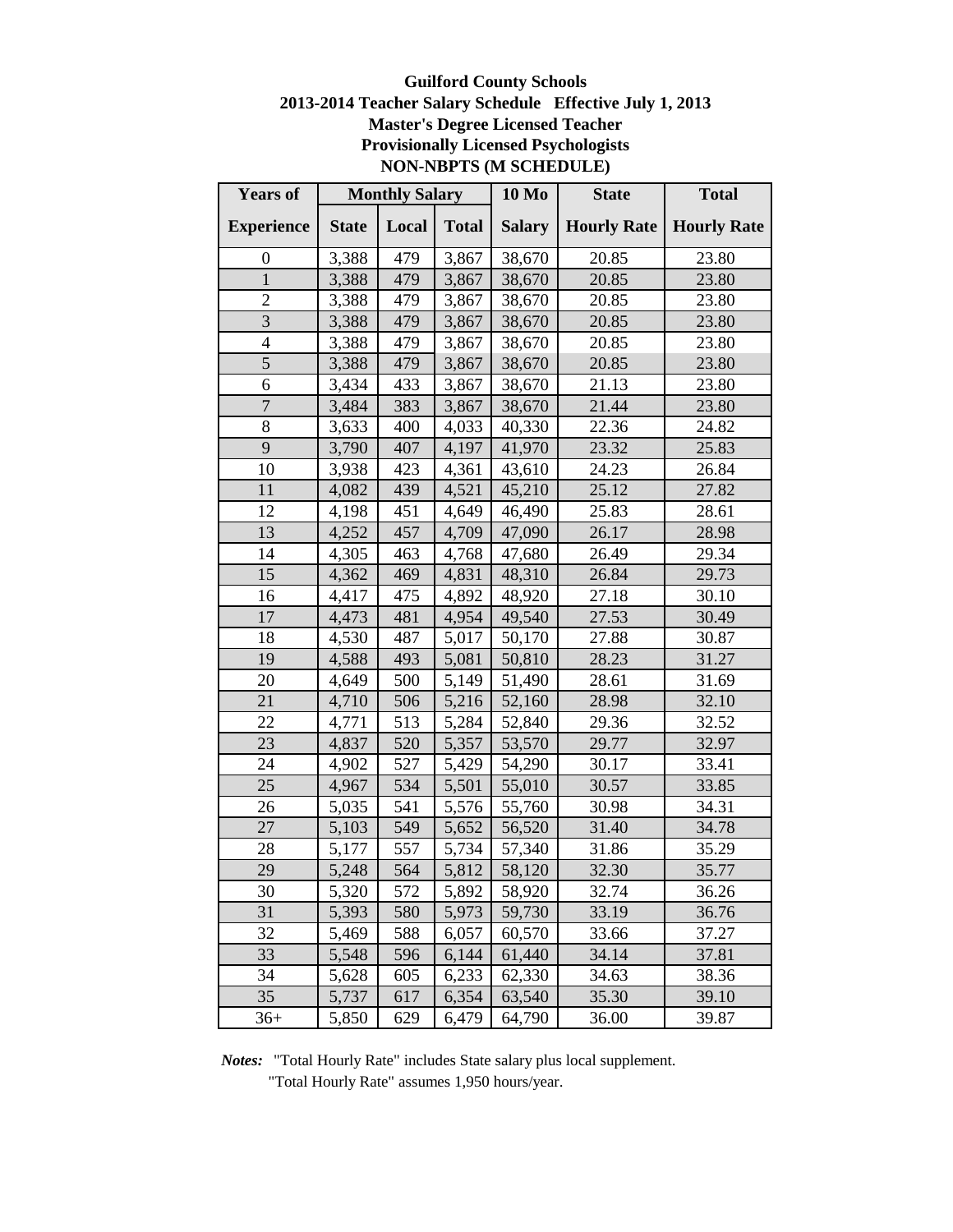**Guilford County Schools**
**2013-2014 Teacher Salary Schedule Effective July 1, 2013**
**Master's Degree Licensed Teacher**
**Provisionally Licensed Psychologists**
**NON-NBPTS (M SCHEDULE)**

| Years of | Monthly Salary | | | 10 Mo | State | Total |
|---|---|---|---|---|---|---|
| Experience | State | Local | Total | Salary | Hourly Rate | Hourly Rate |
| 0 | 3,388 | 479 | 3,867 | 38,670 | 20.85 | 23.80 |
| 1 | 3,388 | 479 | 3,867 | 38,670 | 20.85 | 23.80 |
| 2 | 3,388 | 479 | 3,867 | 38,670 | 20.85 | 23.80 |
| 3 | 3,388 | 479 | 3,867 | 38,670 | 20.85 | 23.80 |
| 4 | 3,388 | 479 | 3,867 | 38,670 | 20.85 | 23.80 |
| 5 | 3,388 | 479 | 3,867 | 38,670 | 20.85 | 23.80 |
| 6 | 3,434 | 433 | 3,867 | 38,670 | 21.13 | 23.80 |
| 7 | 3,484 | 383 | 3,867 | 38,670 | 21.44 | 23.80 |
| 8 | 3,633 | 400 | 4,033 | 40,330 | 22.36 | 24.82 |
| 9 | 3,790 | 407 | 4,197 | 41,970 | 23.32 | 25.83 |
| 10 | 3,938 | 423 | 4,361 | 43,610 | 24.23 | 26.84 |
| 11 | 4,082 | 439 | 4,521 | 45,210 | 25.12 | 27.82 |
| 12 | 4,198 | 451 | 4,649 | 46,490 | 25.83 | 28.61 |
| 13 | 4,252 | 457 | 4,709 | 47,090 | 26.17 | 28.98 |
| 14 | 4,305 | 463 | 4,768 | 47,680 | 26.49 | 29.34 |
| 15 | 4,362 | 469 | 4,831 | 48,310 | 26.84 | 29.73 |
| 16 | 4,417 | 475 | 4,892 | 48,920 | 27.18 | 30.10 |
| 17 | 4,473 | 481 | 4,954 | 49,540 | 27.53 | 30.49 |
| 18 | 4,530 | 487 | 5,017 | 50,170 | 27.88 | 30.87 |
| 19 | 4,588 | 493 | 5,081 | 50,810 | 28.23 | 31.27 |
| 20 | 4,649 | 500 | 5,149 | 51,490 | 28.61 | 31.69 |
| 21 | 4,710 | 506 | 5,216 | 52,160 | 28.98 | 32.10 |
| 22 | 4,771 | 513 | 5,284 | 52,840 | 29.36 | 32.52 |
| 23 | 4,837 | 520 | 5,357 | 53,570 | 29.77 | 32.97 |
| 24 | 4,902 | 527 | 5,429 | 54,290 | 30.17 | 33.41 |
| 25 | 4,967 | 534 | 5,501 | 55,010 | 30.57 | 33.85 |
| 26 | 5,035 | 541 | 5,576 | 55,760 | 30.98 | 34.31 |
| 27 | 5,103 | 549 | 5,652 | 56,520 | 31.40 | 34.78 |
| 28 | 5,177 | 557 | 5,734 | 57,340 | 31.86 | 35.29 |
| 29 | 5,248 | 564 | 5,812 | 58,120 | 32.30 | 35.77 |
| 30 | 5,320 | 572 | 5,892 | 58,920 | 32.74 | 36.26 |
| 31 | 5,393 | 580 | 5,973 | 59,730 | 33.19 | 36.76 |
| 32 | 5,469 | 588 | 6,057 | 60,570 | 33.66 | 37.27 |
| 33 | 5,548 | 596 | 6,144 | 61,440 | 34.14 | 37.81 |
| 34 | 5,628 | 605 | 6,233 | 62,330 | 34.63 | 38.36 |
| 35 | 5,737 | 617 | 6,354 | 63,540 | 35.30 | 39.10 |
| 36+ | 5,850 | 629 | 6,479 | 64,790 | 36.00 | 39.87 |

***Notes:*** "Total Hourly Rate" includes State salary plus local supplement.
"Total Hourly Rate" assumes 1,950 hours/year.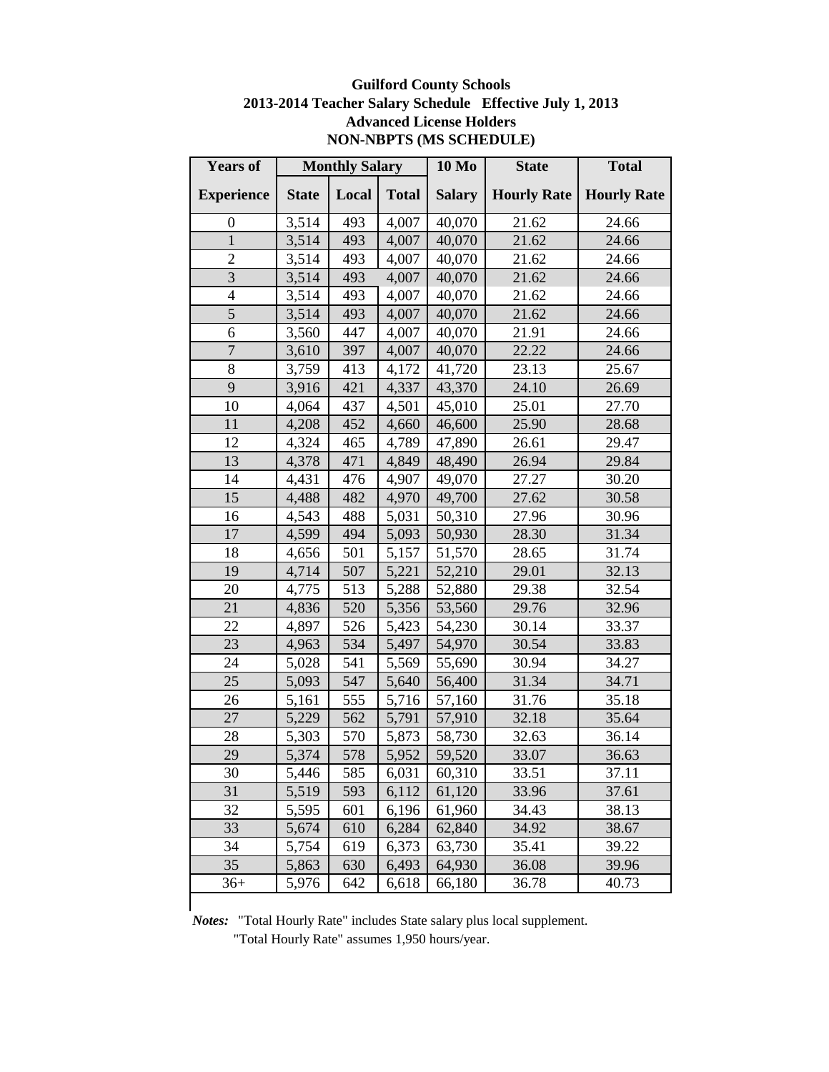# Guilford County Schools
## 2013-2014 Teacher Salary Schedule Effective July 1, 2013
## Advanced License Holders
## NON-NBPTS (MS SCHEDULE)

| Years of | Monthly Salary | | | 10 Mo | State | Total |
|---|---|---|---|---|---|---|
| Experience | State | Local | Total | Salary | Hourly Rate | Hourly Rate |
| 0 | 3,514 | 493 | 4,007 | 40,070 | 21.62 | 24.66 |
| 1 | 3,514 | 493 | 4,007 | 40,070 | 21.62 | 24.66 |
| 2 | 3,514 | 493 | 4,007 | 40,070 | 21.62 | 24.66 |
| 3 | 3,514 | 493 | 4,007 | 40,070 | 21.62 | 24.66 |
| 4 | 3,514 | 493 | 4,007 | 40,070 | 21.62 | 24.66 |
| 5 | 3,514 | 493 | 4,007 | 40,070 | 21.62 | 24.66 |
| 6 | 3,560 | 447 | 4,007 | 40,070 | 21.91 | 24.66 |
| 7 | 3,610 | 397 | 4,007 | 40,070 | 22.22 | 24.66 |
| 8 | 3,759 | 413 | 4,172 | 41,720 | 23.13 | 25.67 |
| 9 | 3,916 | 421 | 4,337 | 43,370 | 24.10 | 26.69 |
| 10 | 4,064 | 437 | 4,501 | 45,010 | 25.01 | 27.70 |
| 11 | 4,208 | 452 | 4,660 | 46,600 | 25.90 | 28.68 |
| 12 | 4,324 | 465 | 4,789 | 47,890 | 26.61 | 29.47 |
| 13 | 4,378 | 471 | 4,849 | 48,490 | 26.94 | 29.84 |
| 14 | 4,431 | 476 | 4,907 | 49,070 | 27.27 | 30.20 |
| 15 | 4,488 | 482 | 4,970 | 49,700 | 27.62 | 30.58 |
| 16 | 4,543 | 488 | 5,031 | 50,310 | 27.96 | 30.96 |
| 17 | 4,599 | 494 | 5,093 | 50,930 | 28.30 | 31.34 |
| 18 | 4,656 | 501 | 5,157 | 51,570 | 28.65 | 31.74 |
| 19 | 4,714 | 507 | 5,221 | 52,210 | 29.01 | 32.13 |
| 20 | 4,775 | 513 | 5,288 | 52,880 | 29.38 | 32.54 |
| 21 | 4,836 | 520 | 5,356 | 53,560 | 29.76 | 32.96 |
| 22 | 4,897 | 526 | 5,423 | 54,230 | 30.14 | 33.37 |
| 23 | 4,963 | 534 | 5,497 | 54,970 | 30.54 | 33.83 |
| 24 | 5,028 | 541 | 5,569 | 55,690 | 30.94 | 34.27 |
| 25 | 5,093 | 547 | 5,640 | 56,400 | 31.34 | 34.71 |
| 26 | 5,161 | 555 | 5,716 | 57,160 | 31.76 | 35.18 |
| 27 | 5,229 | 562 | 5,791 | 57,910 | 32.18 | 35.64 |
| 28 | 5,303 | 570 | 5,873 | 58,730 | 32.63 | 36.14 |
| 29 | 5,374 | 578 | 5,952 | 59,520 | 33.07 | 36.63 |
| 30 | 5,446 | 585 | 6,031 | 60,310 | 33.51 | 37.11 |
| 31 | 5,519 | 593 | 6,112 | 61,120 | 33.96 | 37.61 |
| 32 | 5,595 | 601 | 6,196 | 61,960 | 34.43 | 38.13 |
| 33 | 5,674 | 610 | 6,284 | 62,840 | 34.92 | 38.67 |
| 34 | 5,754 | 619 | 6,373 | 63,730 | 35.41 | 39.22 |
| 35 | 5,863 | 630 | 6,493 | 64,930 | 36.08 | 39.96 |
| 36+ | 5,976 | 642 | 6,618 | 66,180 | 36.78 | 40.73 |

***Notes:*** "Total Hourly Rate" includes State salary plus local supplement.
"Total Hourly Rate" assumes 1,950 hours/year.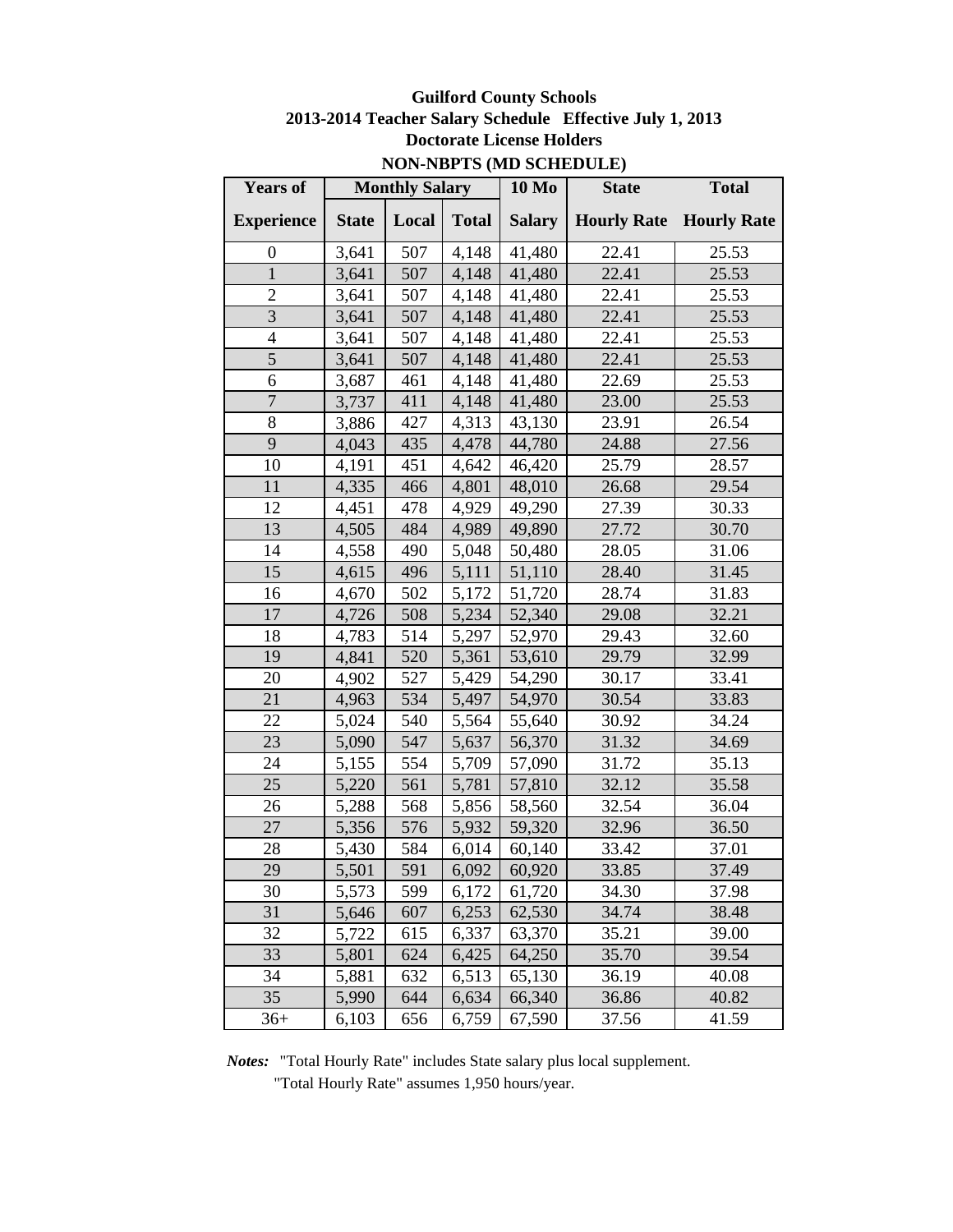# Guilford County Schools

## 2013-2014 Teacher Salary Schedule Effective July 1, 2013

### Doctorate License Holders

### NON-NBPTS (MD SCHEDULE)

| Years of | Monthly Salary | | | 10 Mo | State | Total |
|---|---|---|---|---|---|---|
| **Experience** | **State** | **Local** | **Total** | **Salary** | **Hourly Rate** | **Hourly Rate** |
| 0 | 3,641 | 507 | 4,148 | 41,480 | 22.41 | 25.53 |
| 1 | 3,641 | 507 | 4,148 | 41,480 | 22.41 | 25.53 |
| 2 | 3,641 | 507 | 4,148 | 41,480 | 22.41 | 25.53 |
| 3 | 3,641 | 507 | 4,148 | 41,480 | 22.41 | 25.53 |
| 4 | 3,641 | 507 | 4,148 | 41,480 | 22.41 | 25.53 |
| 5 | 3,641 | 507 | 4,148 | 41,480 | 22.41 | 25.53 |
| 6 | 3,687 | 461 | 4,148 | 41,480 | 22.69 | 25.53 |
| 7 | 3,737 | 411 | 4,148 | 41,480 | 23.00 | 25.53 |
| 8 | 3,886 | 427 | 4,313 | 43,130 | 23.91 | 26.54 |
| 9 | 4,043 | 435 | 4,478 | 44,780 | 24.88 | 27.56 |
| 10 | 4,191 | 451 | 4,642 | 46,420 | 25.79 | 28.57 |
| 11 | 4,335 | 466 | 4,801 | 48,010 | 26.68 | 29.54 |
| 12 | 4,451 | 478 | 4,929 | 49,290 | 27.39 | 30.33 |
| 13 | 4,505 | 484 | 4,989 | 49,890 | 27.72 | 30.70 |
| 14 | 4,558 | 490 | 5,048 | 50,480 | 28.05 | 31.06 |
| 15 | 4,615 | 496 | 5,111 | 51,110 | 28.40 | 31.45 |
| 16 | 4,670 | 502 | 5,172 | 51,720 | 28.74 | 31.83 |
| 17 | 4,726 | 508 | 5,234 | 52,340 | 29.08 | 32.21 |
| 18 | 4,783 | 514 | 5,297 | 52,970 | 29.43 | 32.60 |
| 19 | 4,841 | 520 | 5,361 | 53,610 | 29.79 | 32.99 |
| 20 | 4,902 | 527 | 5,429 | 54,290 | 30.17 | 33.41 |
| 21 | 4,963 | 534 | 5,497 | 54,970 | 30.54 | 33.83 |
| 22 | 5,024 | 540 | 5,564 | 55,640 | 30.92 | 34.24 |
| 23 | 5,090 | 547 | 5,637 | 56,370 | 31.32 | 34.69 |
| 24 | 5,155 | 554 | 5,709 | 57,090 | 31.72 | 35.13 |
| 25 | 5,220 | 561 | 5,781 | 57,810 | 32.12 | 35.58 |
| 26 | 5,288 | 568 | 5,856 | 58,560 | 32.54 | 36.04 |
| 27 | 5,356 | 576 | 5,932 | 59,320 | 32.96 | 36.50 |
| 28 | 5,430 | 584 | 6,014 | 60,140 | 33.42 | 37.01 |
| 29 | 5,501 | 591 | 6,092 | 60,920 | 33.85 | 37.49 |
| 30 | 5,573 | 599 | 6,172 | 61,720 | 34.30 | 37.98 |
| 31 | 5,646 | 607 | 6,253 | 62,530 | 34.74 | 38.48 |
| 32 | 5,722 | 615 | 6,337 | 63,370 | 35.21 | 39.00 |
| 33 | 5,801 | 624 | 6,425 | 64,250 | 35.70 | 39.54 |
| 34 | 5,881 | 632 | 6,513 | 65,130 | 36.19 | 40.08 |
| 35 | 5,990 | 644 | 6,634 | 66,340 | 36.86 | 40.82 |
| 36+ | 6,103 | 656 | 6,759 | 67,590 | 37.56 | 41.59 |

***Notes:*** "Total Hourly Rate" includes State salary plus local supplement.
"Total Hourly Rate" assumes 1,950 hours/year.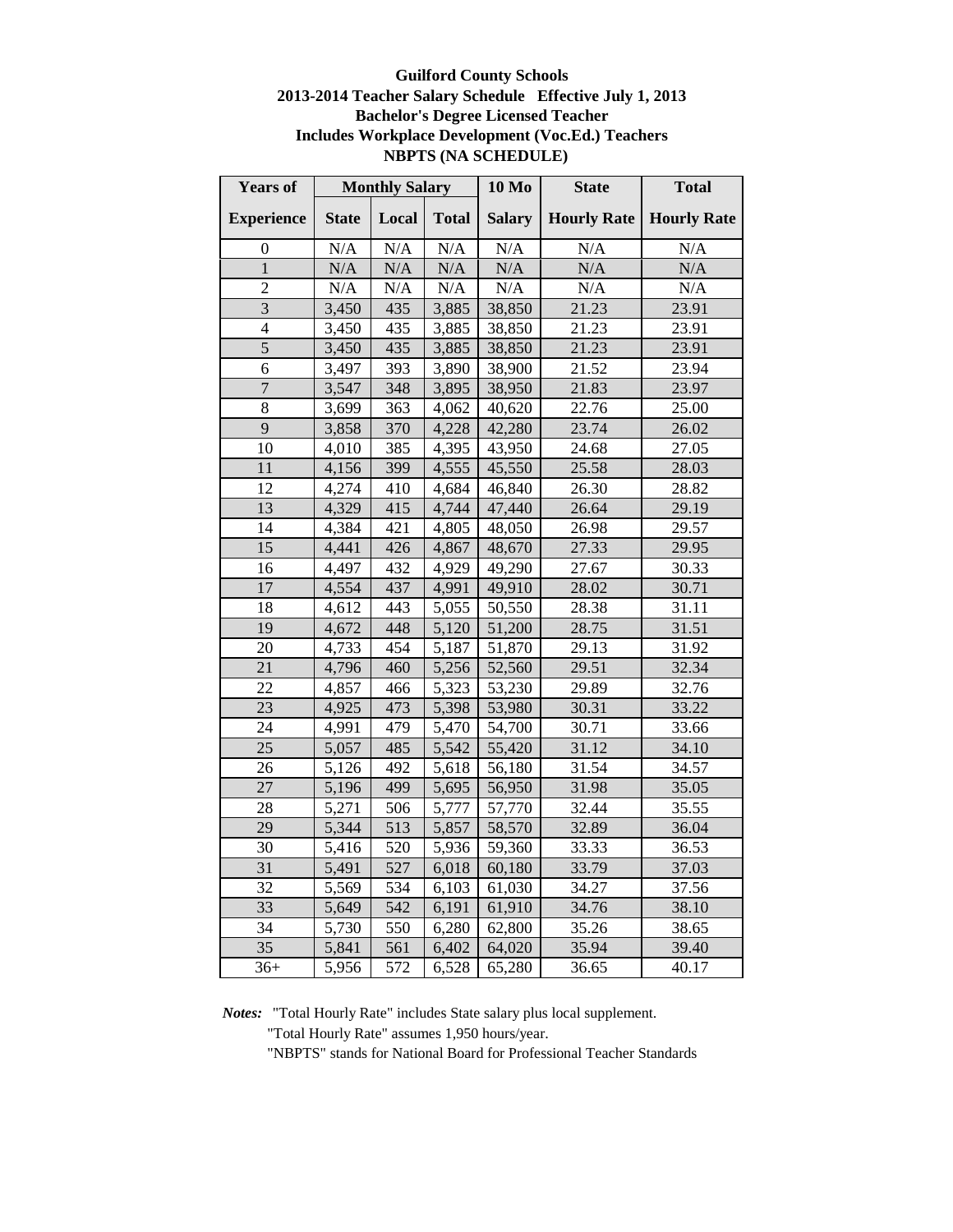**Guilford County Schools**
**2013-2014 Teacher Salary Schedule Effective July 1, 2013**
**Bachelor's Degree Licensed Teacher**
**Includes Workplace Development (Voc.Ed.) Teachers**
**NBPTS (NA SCHEDULE)**

| Years of | Monthly Salary | | | 10 Mo | State | Total |
|---|---|---|---|---|---|---|
| Experience | State | Local | Total | Salary | Hourly Rate | Hourly Rate |
| 0 | N/A | N/A | N/A | N/A | N/A | N/A |
| 1 | N/A | N/A | N/A | N/A | N/A | N/A |
| 2 | N/A | N/A | N/A | N/A | N/A | N/A |
| 3 | 3,450 | 435 | 3,885 | 38,850 | 21.23 | 23.91 |
| 4 | 3,450 | 435 | 3,885 | 38,850 | 21.23 | 23.91 |
| 5 | 3,450 | 435 | 3,885 | 38,850 | 21.23 | 23.91 |
| 6 | 3,497 | 393 | 3,890 | 38,900 | 21.52 | 23.94 |
| 7 | 3,547 | 348 | 3,895 | 38,950 | 21.83 | 23.97 |
| 8 | 3,699 | 363 | 4,062 | 40,620 | 22.76 | 25.00 |
| 9 | 3,858 | 370 | 4,228 | 42,280 | 23.74 | 26.02 |
| 10 | 4,010 | 385 | 4,395 | 43,950 | 24.68 | 27.05 |
| 11 | 4,156 | 399 | 4,555 | 45,550 | 25.58 | 28.03 |
| 12 | 4,274 | 410 | 4,684 | 46,840 | 26.30 | 28.82 |
| 13 | 4,329 | 415 | 4,744 | 47,440 | 26.64 | 29.19 |
| 14 | 4,384 | 421 | 4,805 | 48,050 | 26.98 | 29.57 |
| 15 | 4,441 | 426 | 4,867 | 48,670 | 27.33 | 29.95 |
| 16 | 4,497 | 432 | 4,929 | 49,290 | 27.67 | 30.33 |
| 17 | 4,554 | 437 | 4,991 | 49,910 | 28.02 | 30.71 |
| 18 | 4,612 | 443 | 5,055 | 50,550 | 28.38 | 31.11 |
| 19 | 4,672 | 448 | 5,120 | 51,200 | 28.75 | 31.51 |
| 20 | 4,733 | 454 | 5,187 | 51,870 | 29.13 | 31.92 |
| 21 | 4,796 | 460 | 5,256 | 52,560 | 29.51 | 32.34 |
| 22 | 4,857 | 466 | 5,323 | 53,230 | 29.89 | 32.76 |
| 23 | 4,925 | 473 | 5,398 | 53,980 | 30.31 | 33.22 |
| 24 | 4,991 | 479 | 5,470 | 54,700 | 30.71 | 33.66 |
| 25 | 5,057 | 485 | 5,542 | 55,420 | 31.12 | 34.10 |
| 26 | 5,126 | 492 | 5,618 | 56,180 | 31.54 | 34.57 |
| 27 | 5,196 | 499 | 5,695 | 56,950 | 31.98 | 35.05 |
| 28 | 5,271 | 506 | 5,777 | 57,770 | 32.44 | 35.55 |
| 29 | 5,344 | 513 | 5,857 | 58,570 | 32.89 | 36.04 |
| 30 | 5,416 | 520 | 5,936 | 59,360 | 33.33 | 36.53 |
| 31 | 5,491 | 527 | 6,018 | 60,180 | 33.79 | 37.03 |
| 32 | 5,569 | 534 | 6,103 | 61,030 | 34.27 | 37.56 |
| 33 | 5,649 | 542 | 6,191 | 61,910 | 34.76 | 38.10 |
| 34 | 5,730 | 550 | 6,280 | 62,800 | 35.26 | 38.65 |
| 35 | 5,841 | 561 | 6,402 | 64,020 | 35.94 | 39.40 |
| 36+ | 5,956 | 572 | 6,528 | 65,280 | 36.65 | 40.17 |

***Notes:*** "Total Hourly Rate" includes State salary plus local supplement.
"Total Hourly Rate" assumes 1,950 hours/year.
"NBPTS" stands for National Board for Professional Teacher Standards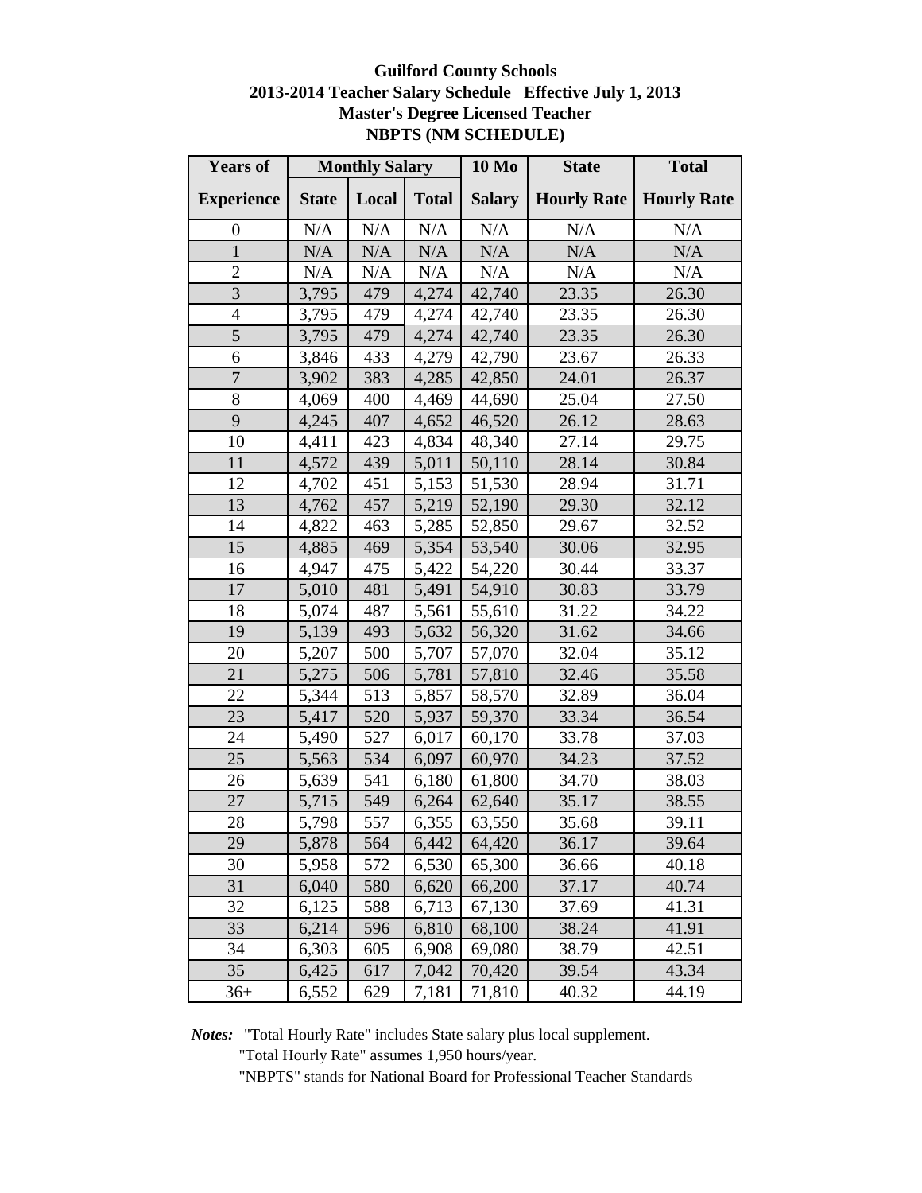**Guilford County Schools**
**2013-2014 Teacher Salary Schedule Effective July 1, 2013**
**Master's Degree Licensed Teacher**
**NBPTS (NM SCHEDULE)**

| Years of | Monthly Salary | | | 10 Mo | State | Total |
|---|---|---|---|---|---|---|
| Experience | State | Local | Total | Salary | Hourly Rate | Hourly Rate |
| 0 | N/A | N/A | N/A | N/A | N/A | N/A |
| 1 | N/A | N/A | N/A | N/A | N/A | N/A |
| 2 | N/A | N/A | N/A | N/A | N/A | N/A |
| 3 | 3,795 | 479 | 4,274 | 42,740 | 23.35 | 26.30 |
| 4 | 3,795 | 479 | 4,274 | 42,740 | 23.35 | 26.30 |
| 5 | 3,795 | 479 | 4,274 | 42,740 | 23.35 | 26.30 |
| 6 | 3,846 | 433 | 4,279 | 42,790 | 23.67 | 26.33 |
| 7 | 3,902 | 383 | 4,285 | 42,850 | 24.01 | 26.37 |
| 8 | 4,069 | 400 | 4,469 | 44,690 | 25.04 | 27.50 |
| 9 | 4,245 | 407 | 4,652 | 46,520 | 26.12 | 28.63 |
| 10 | 4,411 | 423 | 4,834 | 48,340 | 27.14 | 29.75 |
| 11 | 4,572 | 439 | 5,011 | 50,110 | 28.14 | 30.84 |
| 12 | 4,702 | 451 | 5,153 | 51,530 | 28.94 | 31.71 |
| 13 | 4,762 | 457 | 5,219 | 52,190 | 29.30 | 32.12 |
| 14 | 4,822 | 463 | 5,285 | 52,850 | 29.67 | 32.52 |
| 15 | 4,885 | 469 | 5,354 | 53,540 | 30.06 | 32.95 |
| 16 | 4,947 | 475 | 5,422 | 54,220 | 30.44 | 33.37 |
| 17 | 5,010 | 481 | 5,491 | 54,910 | 30.83 | 33.79 |
| 18 | 5,074 | 487 | 5,561 | 55,610 | 31.22 | 34.22 |
| 19 | 5,139 | 493 | 5,632 | 56,320 | 31.62 | 34.66 |
| 20 | 5,207 | 500 | 5,707 | 57,070 | 32.04 | 35.12 |
| 21 | 5,275 | 506 | 5,781 | 57,810 | 32.46 | 35.58 |
| 22 | 5,344 | 513 | 5,857 | 58,570 | 32.89 | 36.04 |
| 23 | 5,417 | 520 | 5,937 | 59,370 | 33.34 | 36.54 |
| 24 | 5,490 | 527 | 6,017 | 60,170 | 33.78 | 37.03 |
| 25 | 5,563 | 534 | 6,097 | 60,970 | 34.23 | 37.52 |
| 26 | 5,639 | 541 | 6,180 | 61,800 | 34.70 | 38.03 |
| 27 | 5,715 | 549 | 6,264 | 62,640 | 35.17 | 38.55 |
| 28 | 5,798 | 557 | 6,355 | 63,550 | 35.68 | 39.11 |
| 29 | 5,878 | 564 | 6,442 | 64,420 | 36.17 | 39.64 |
| 30 | 5,958 | 572 | 6,530 | 65,300 | 36.66 | 40.18 |
| 31 | 6,040 | 580 | 6,620 | 66,200 | 37.17 | 40.74 |
| 32 | 6,125 | 588 | 6,713 | 67,130 | 37.69 | 41.31 |
| 33 | 6,214 | 596 | 6,810 | 68,100 | 38.24 | 41.91 |
| 34 | 6,303 | 605 | 6,908 | 69,080 | 38.79 | 42.51 |
| 35 | 6,425 | 617 | 7,042 | 70,420 | 39.54 | 43.34 |
| 36+ | 6,552 | 629 | 7,181 | 71,810 | 40.32 | 44.19 |

***Notes:*** "Total Hourly Rate" includes State salary plus local supplement.
"Total Hourly Rate" assumes 1,950 hours/year.
"NBPTS" stands for National Board for Professional Teacher Standards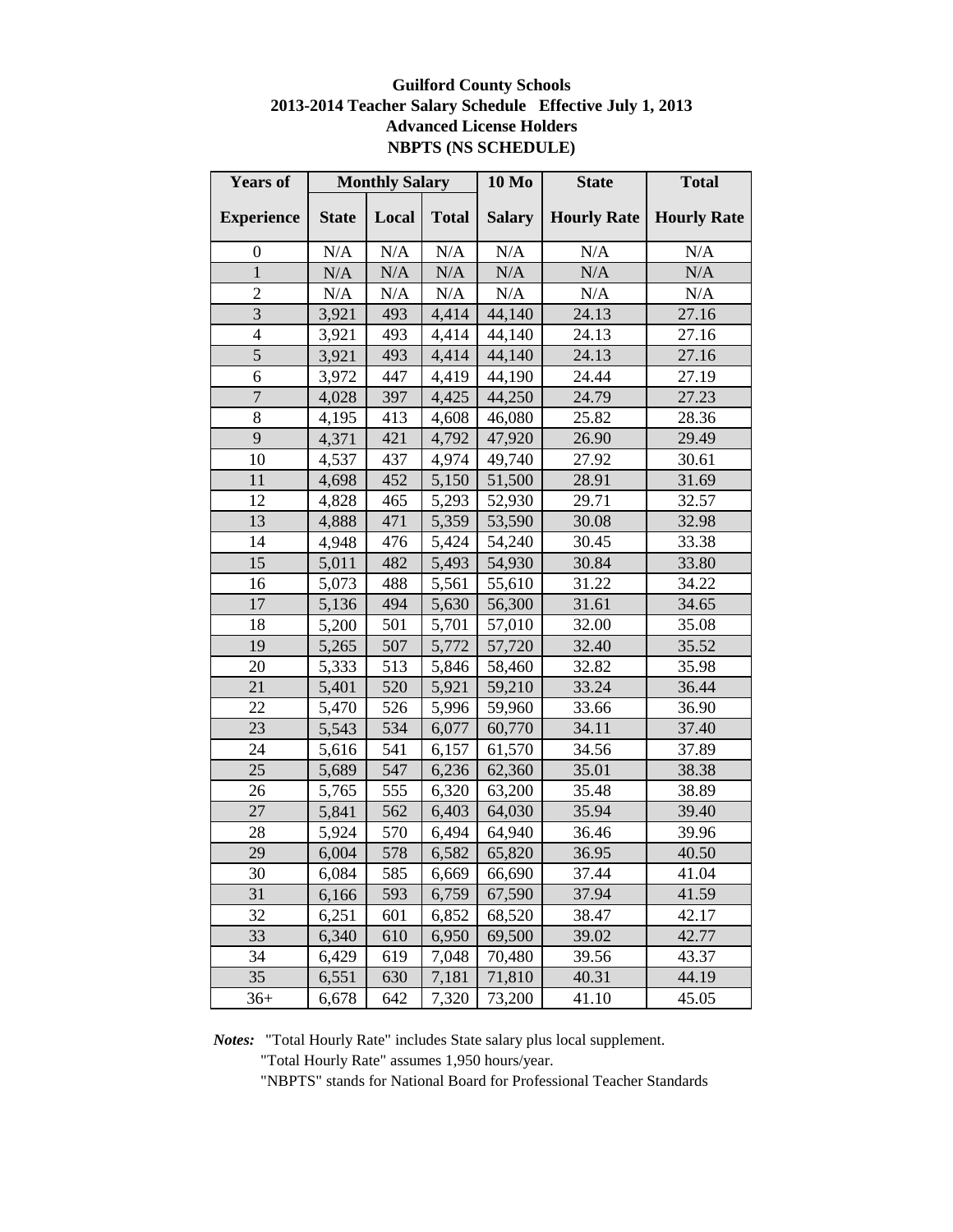**Guilford County Schools**
**2013-2014 Teacher Salary Schedule Effective July 1, 2013**
**Advanced License Holders**
**NBPTS (NS SCHEDULE)**

| Years of Experience | Monthly Salary | | | 10 Mo | State | Total |
|---|---|---|---|---|---|---|
| | State | Local | Total | Salary | Hourly Rate | Hourly Rate |
| 0 | N/A | N/A | N/A | N/A | N/A | N/A |
| 1 | N/A | N/A | N/A | N/A | N/A | N/A |
| 2 | N/A | N/A | N/A | N/A | N/A | N/A |
| 3 | 3,921 | 493 | 4,414 | 44,140 | 24.13 | 27.16 |
| 4 | 3,921 | 493 | 4,414 | 44,140 | 24.13 | 27.16 |
| 5 | 3,921 | 493 | 4,414 | 44,140 | 24.13 | 27.16 |
| 6 | 3,972 | 447 | 4,419 | 44,190 | 24.44 | 27.19 |
| 7 | 4,028 | 397 | 4,425 | 44,250 | 24.79 | 27.23 |
| 8 | 4,195 | 413 | 4,608 | 46,080 | 25.82 | 28.36 |
| 9 | 4,371 | 421 | 4,792 | 47,920 | 26.90 | 29.49 |
| 10 | 4,537 | 437 | 4,974 | 49,740 | 27.92 | 30.61 |
| 11 | 4,698 | 452 | 5,150 | 51,500 | 28.91 | 31.69 |
| 12 | 4,828 | 465 | 5,293 | 52,930 | 29.71 | 32.57 |
| 13 | 4,888 | 471 | 5,359 | 53,590 | 30.08 | 32.98 |
| 14 | 4,948 | 476 | 5,424 | 54,240 | 30.45 | 33.38 |
| 15 | 5,011 | 482 | 5,493 | 54,930 | 30.84 | 33.80 |
| 16 | 5,073 | 488 | 5,561 | 55,610 | 31.22 | 34.22 |
| 17 | 5,136 | 494 | 5,630 | 56,300 | 31.61 | 34.65 |
| 18 | 5,200 | 501 | 5,701 | 57,010 | 32.00 | 35.08 |
| 19 | 5,265 | 507 | 5,772 | 57,720 | 32.40 | 35.52 |
| 20 | 5,333 | 513 | 5,846 | 58,460 | 32.82 | 35.98 |
| 21 | 5,401 | 520 | 5,921 | 59,210 | 33.24 | 36.44 |
| 22 | 5,470 | 526 | 5,996 | 59,960 | 33.66 | 36.90 |
| 23 | 5,543 | 534 | 6,077 | 60,770 | 34.11 | 37.40 |
| 24 | 5,616 | 541 | 6,157 | 61,570 | 34.56 | 37.89 |
| 25 | 5,689 | 547 | 6,236 | 62,360 | 35.01 | 38.38 |
| 26 | 5,765 | 555 | 6,320 | 63,200 | 35.48 | 38.89 |
| 27 | 5,841 | 562 | 6,403 | 64,030 | 35.94 | 39.40 |
| 28 | 5,924 | 570 | 6,494 | 64,940 | 36.46 | 39.96 |
| 29 | 6,004 | 578 | 6,582 | 65,820 | 36.95 | 40.50 |
| 30 | 6,084 | 585 | 6,669 | 66,690 | 37.44 | 41.04 |
| 31 | 6,166 | 593 | 6,759 | 67,590 | 37.94 | 41.59 |
| 32 | 6,251 | 601 | 6,852 | 68,520 | 38.47 | 42.17 |
| 33 | 6,340 | 610 | 6,950 | 69,500 | 39.02 | 42.77 |
| 34 | 6,429 | 619 | 7,048 | 70,480 | 39.56 | 43.37 |
| 35 | 6,551 | 630 | 7,181 | 71,810 | 40.31 | 44.19 |
| 36+ | 6,678 | 642 | 7,320 | 73,200 | 41.10 | 45.05 |

***Notes:*** "Total Hourly Rate" includes State salary plus local supplement.
"Total Hourly Rate" assumes 1,950 hours/year.
"NBPTS" stands for National Board for Professional Teacher Standards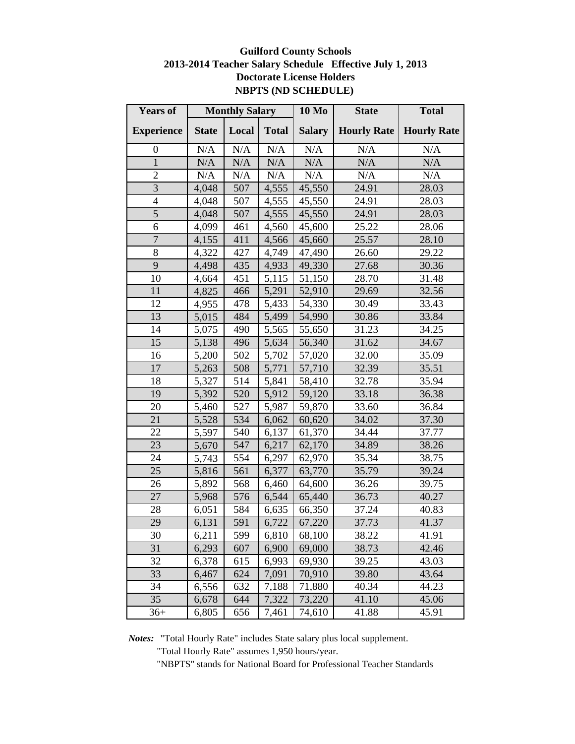**Guilford County Schools**
**2013-2014 Teacher Salary Schedule Effective July 1, 2013**
**Doctorate License Holders**
**NBPTS (ND SCHEDULE)**

| Years of | Monthly Salary | | | 10 Mo | State | Total |
|---|---|---|---|---|---|---|
| Experience | State | Local | Total | Salary | Hourly Rate | Hourly Rate |
| 0 | N/A | N/A | N/A | N/A | N/A | N/A |
| 1 | N/A | N/A | N/A | N/A | N/A | N/A |
| 2 | N/A | N/A | N/A | N/A | N/A | N/A |
| 3 | 4,048 | 507 | 4,555 | 45,550 | 24.91 | 28.03 |
| 4 | 4,048 | 507 | 4,555 | 45,550 | 24.91 | 28.03 |
| 5 | 4,048 | 507 | 4,555 | 45,550 | 24.91 | 28.03 |
| 6 | 4,099 | 461 | 4,560 | 45,600 | 25.22 | 28.06 |
| 7 | 4,155 | 411 | 4,566 | 45,660 | 25.57 | 28.10 |
| 8 | 4,322 | 427 | 4,749 | 47,490 | 26.60 | 29.22 |
| 9 | 4,498 | 435 | 4,933 | 49,330 | 27.68 | 30.36 |
| 10 | 4,664 | 451 | 5,115 | 51,150 | 28.70 | 31.48 |
| 11 | 4,825 | 466 | 5,291 | 52,910 | 29.69 | 32.56 |
| 12 | 4,955 | 478 | 5,433 | 54,330 | 30.49 | 33.43 |
| 13 | 5,015 | 484 | 5,499 | 54,990 | 30.86 | 33.84 |
| 14 | 5,075 | 490 | 5,565 | 55,650 | 31.23 | 34.25 |
| 15 | 5,138 | 496 | 5,634 | 56,340 | 31.62 | 34.67 |
| 16 | 5,200 | 502 | 5,702 | 57,020 | 32.00 | 35.09 |
| 17 | 5,263 | 508 | 5,771 | 57,710 | 32.39 | 35.51 |
| 18 | 5,327 | 514 | 5,841 | 58,410 | 32.78 | 35.94 |
| 19 | 5,392 | 520 | 5,912 | 59,120 | 33.18 | 36.38 |
| 20 | 5,460 | 527 | 5,987 | 59,870 | 33.60 | 36.84 |
| 21 | 5,528 | 534 | 6,062 | 60,620 | 34.02 | 37.30 |
| 22 | 5,597 | 540 | 6,137 | 61,370 | 34.44 | 37.77 |
| 23 | 5,670 | 547 | 6,217 | 62,170 | 34.89 | 38.26 |
| 24 | 5,743 | 554 | 6,297 | 62,970 | 35.34 | 38.75 |
| 25 | 5,816 | 561 | 6,377 | 63,770 | 35.79 | 39.24 |
| 26 | 5,892 | 568 | 6,460 | 64,600 | 36.26 | 39.75 |
| 27 | 5,968 | 576 | 6,544 | 65,440 | 36.73 | 40.27 |
| 28 | 6,051 | 584 | 6,635 | 66,350 | 37.24 | 40.83 |
| 29 | 6,131 | 591 | 6,722 | 67,220 | 37.73 | 41.37 |
| 30 | 6,211 | 599 | 6,810 | 68,100 | 38.22 | 41.91 |
| 31 | 6,293 | 607 | 6,900 | 69,000 | 38.73 | 42.46 |
| 32 | 6,378 | 615 | 6,993 | 69,930 | 39.25 | 43.03 |
| 33 | 6,467 | 624 | 7,091 | 70,910 | 39.80 | 43.64 |
| 34 | 6,556 | 632 | 7,188 | 71,880 | 40.34 | 44.23 |
| 35 | 6,678 | 644 | 7,322 | 73,220 | 41.10 | 45.06 |
| 36+ | 6,805 | 656 | 7,461 | 74,610 | 41.88 | 45.91 |

***Notes:*** "Total Hourly Rate" includes State salary plus local supplement.
"Total Hourly Rate" assumes 1,950 hours/year.
"NBPTS" stands for National Board for Professional Teacher Standards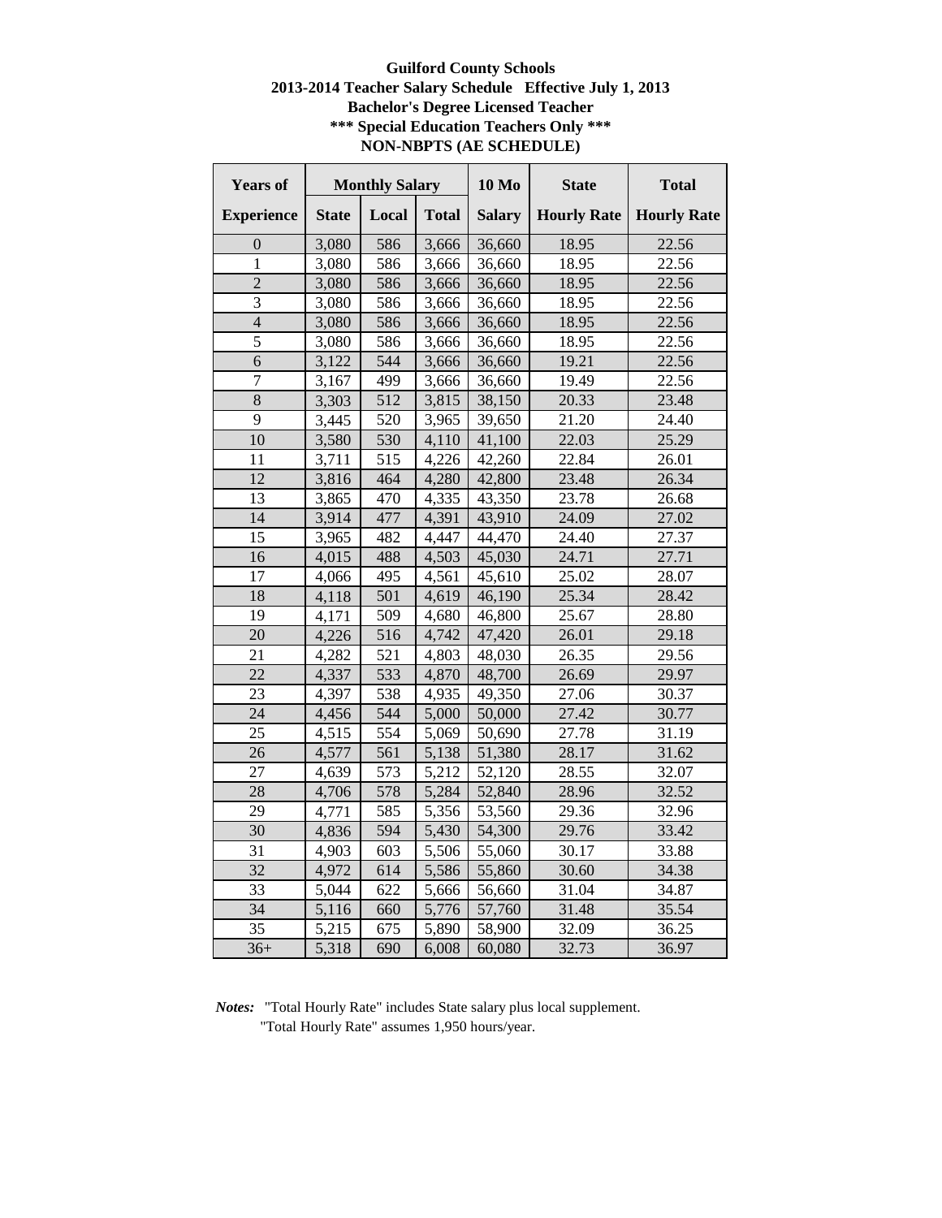**Guilford County Schools**
**2013-2014 Teacher Salary Schedule Effective July 1, 2013**
**Bachelor's Degree Licensed Teacher**
**\*\*\* Special Education Teachers Only \*\*\***
**NON-NBPTS (AE SCHEDULE)**

| Years of Experience | Monthly Salary | | | 10 Mo Salary | State Hourly Rate | Total Hourly Rate |
|---|---|---|---|---|---|---|
| | State | Local | Total | | | |
| 0 | 3,080 | 586 | 3,666 | 36,660 | 18.95 | 22.56 |
| 1 | 3,080 | 586 | 3,666 | 36,660 | 18.95 | 22.56 |
| 2 | 3,080 | 586 | 3,666 | 36,660 | 18.95 | 22.56 |
| 3 | 3,080 | 586 | 3,666 | 36,660 | 18.95 | 22.56 |
| 4 | 3,080 | 586 | 3,666 | 36,660 | 18.95 | 22.56 |
| 5 | 3,080 | 586 | 3,666 | 36,660 | 18.95 | 22.56 |
| 6 | 3,122 | 544 | 3,666 | 36,660 | 19.21 | 22.56 |
| 7 | 3,167 | 499 | 3,666 | 36,660 | 19.49 | 22.56 |
| 8 | 3,303 | 512 | 3,815 | 38,150 | 20.33 | 23.48 |
| 9 | 3,445 | 520 | 3,965 | 39,650 | 21.20 | 24.40 |
| 10 | 3,580 | 530 | 4,110 | 41,100 | 22.03 | 25.29 |
| 11 | 3,711 | 515 | 4,226 | 42,260 | 22.84 | 26.01 |
| 12 | 3,816 | 464 | 4,280 | 42,800 | 23.48 | 26.34 |
| 13 | 3,865 | 470 | 4,335 | 43,350 | 23.78 | 26.68 |
| 14 | 3,914 | 477 | 4,391 | 43,910 | 24.09 | 27.02 |
| 15 | 3,965 | 482 | 4,447 | 44,470 | 24.40 | 27.37 |
| 16 | 4,015 | 488 | 4,503 | 45,030 | 24.71 | 27.71 |
| 17 | 4,066 | 495 | 4,561 | 45,610 | 25.02 | 28.07 |
| 18 | 4,118 | 501 | 4,619 | 46,190 | 25.34 | 28.42 |
| 19 | 4,171 | 509 | 4,680 | 46,800 | 25.67 | 28.80 |
| 20 | 4,226 | 516 | 4,742 | 47,420 | 26.01 | 29.18 |
| 21 | 4,282 | 521 | 4,803 | 48,030 | 26.35 | 29.56 |
| 22 | 4,337 | 533 | 4,870 | 48,700 | 26.69 | 29.97 |
| 23 | 4,397 | 538 | 4,935 | 49,350 | 27.06 | 30.37 |
| 24 | 4,456 | 544 | 5,000 | 50,000 | 27.42 | 30.77 |
| 25 | 4,515 | 554 | 5,069 | 50,690 | 27.78 | 31.19 |
| 26 | 4,577 | 561 | 5,138 | 51,380 | 28.17 | 31.62 |
| 27 | 4,639 | 573 | 5,212 | 52,120 | 28.55 | 32.07 |
| 28 | 4,706 | 578 | 5,284 | 52,840 | 28.96 | 32.52 |
| 29 | 4,771 | 585 | 5,356 | 53,560 | 29.36 | 32.96 |
| 30 | 4,836 | 594 | 5,430 | 54,300 | 29.76 | 33.42 |
| 31 | 4,903 | 603 | 5,506 | 55,060 | 30.17 | 33.88 |
| 32 | 4,972 | 614 | 5,586 | 55,860 | 30.60 | 34.38 |
| 33 | 5,044 | 622 | 5,666 | 56,660 | 31.04 | 34.87 |
| 34 | 5,116 | 660 | 5,776 | 57,760 | 31.48 | 35.54 |
| 35 | 5,215 | 675 | 5,890 | 58,900 | 32.09 | 36.25 |
| 36+ | 5,318 | 690 | 6,008 | 60,080 | 32.73 | 36.97 |

***Notes:*** "Total Hourly Rate" includes State salary plus local supplement.
"Total Hourly Rate" assumes 1,950 hours/year.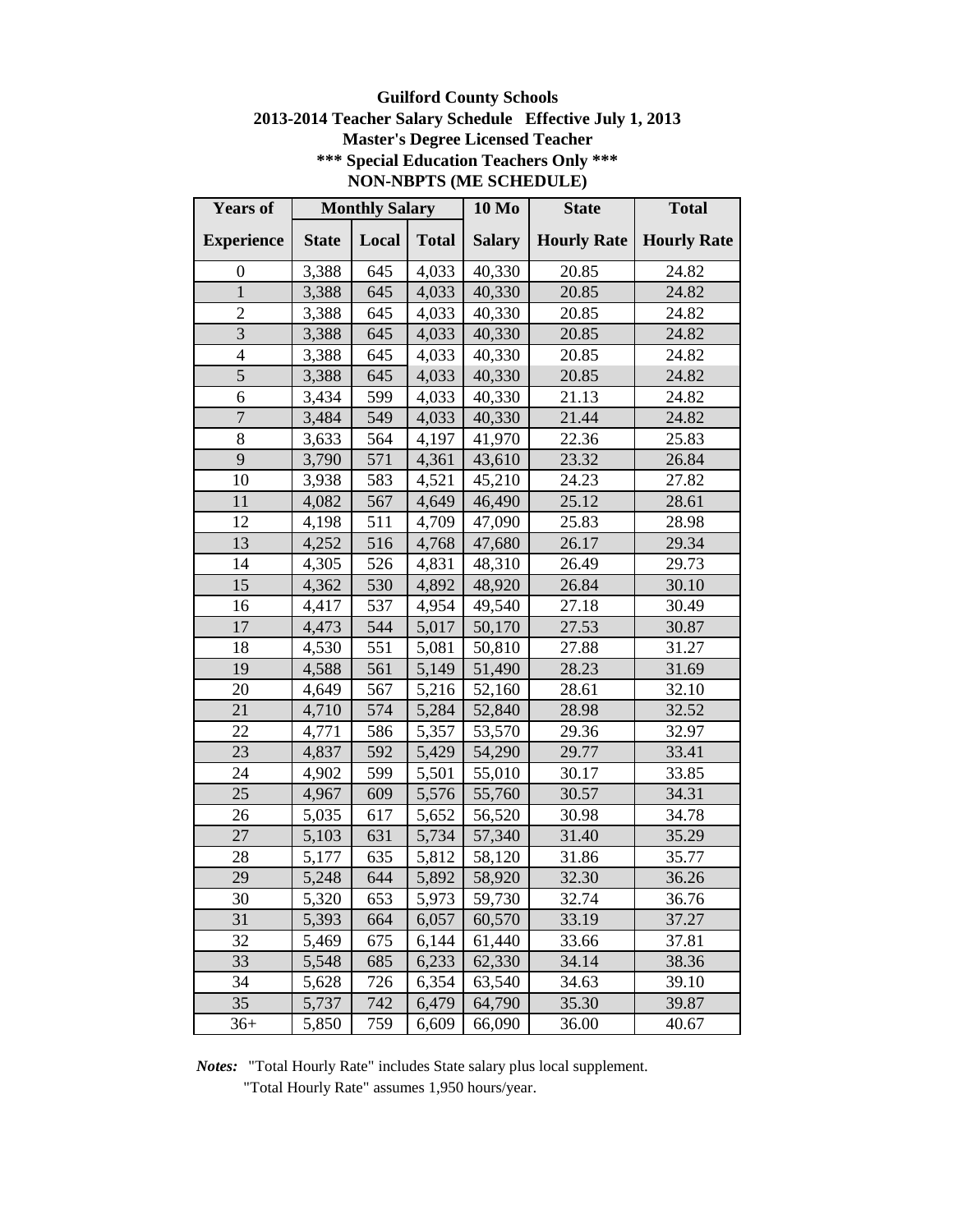**Guilford County Schools**
**2013-2014 Teacher Salary Schedule Effective July 1, 2013**
**Master's Degree Licensed Teacher**
**\*\*\* Special Education Teachers Only \*\*\***
**NON-NBPTS (ME SCHEDULE)**

| Years of | Monthly Salary | | | 10 Mo | State | Total |
|---|---|---|---|---|---|---|
| Experience | State | Local | Total | Salary | Hourly Rate | Hourly Rate |
| 0 | 3,388 | 645 | 4,033 | 40,330 | 20.85 | 24.82 |
| 1 | 3,388 | 645 | 4,033 | 40,330 | 20.85 | 24.82 |
| 2 | 3,388 | 645 | 4,033 | 40,330 | 20.85 | 24.82 |
| 3 | 3,388 | 645 | 4,033 | 40,330 | 20.85 | 24.82 |
| 4 | 3,388 | 645 | 4,033 | 40,330 | 20.85 | 24.82 |
| 5 | 3,388 | 645 | 4,033 | 40,330 | 20.85 | 24.82 |
| 6 | 3,434 | 599 | 4,033 | 40,330 | 21.13 | 24.82 |
| 7 | 3,484 | 549 | 4,033 | 40,330 | 21.44 | 24.82 |
| 8 | 3,633 | 564 | 4,197 | 41,970 | 22.36 | 25.83 |
| 9 | 3,790 | 571 | 4,361 | 43,610 | 23.32 | 26.84 |
| 10 | 3,938 | 583 | 4,521 | 45,210 | 24.23 | 27.82 |
| 11 | 4,082 | 567 | 4,649 | 46,490 | 25.12 | 28.61 |
| 12 | 4,198 | 511 | 4,709 | 47,090 | 25.83 | 28.98 |
| 13 | 4,252 | 516 | 4,768 | 47,680 | 26.17 | 29.34 |
| 14 | 4,305 | 526 | 4,831 | 48,310 | 26.49 | 29.73 |
| 15 | 4,362 | 530 | 4,892 | 48,920 | 26.84 | 30.10 |
| 16 | 4,417 | 537 | 4,954 | 49,540 | 27.18 | 30.49 |
| 17 | 4,473 | 544 | 5,017 | 50,170 | 27.53 | 30.87 |
| 18 | 4,530 | 551 | 5,081 | 50,810 | 27.88 | 31.27 |
| 19 | 4,588 | 561 | 5,149 | 51,490 | 28.23 | 31.69 |
| 20 | 4,649 | 567 | 5,216 | 52,160 | 28.61 | 32.10 |
| 21 | 4,710 | 574 | 5,284 | 52,840 | 28.98 | 32.52 |
| 22 | 4,771 | 586 | 5,357 | 53,570 | 29.36 | 32.97 |
| 23 | 4,837 | 592 | 5,429 | 54,290 | 29.77 | 33.41 |
| 24 | 4,902 | 599 | 5,501 | 55,010 | 30.17 | 33.85 |
| 25 | 4,967 | 609 | 5,576 | 55,760 | 30.57 | 34.31 |
| 26 | 5,035 | 617 | 5,652 | 56,520 | 30.98 | 34.78 |
| 27 | 5,103 | 631 | 5,734 | 57,340 | 31.40 | 35.29 |
| 28 | 5,177 | 635 | 5,812 | 58,120 | 31.86 | 35.77 |
| 29 | 5,248 | 644 | 5,892 | 58,920 | 32.30 | 36.26 |
| 30 | 5,320 | 653 | 5,973 | 59,730 | 32.74 | 36.76 |
| 31 | 5,393 | 664 | 6,057 | 60,570 | 33.19 | 37.27 |
| 32 | 5,469 | 675 | 6,144 | 61,440 | 33.66 | 37.81 |
| 33 | 5,548 | 685 | 6,233 | 62,330 | 34.14 | 38.36 |
| 34 | 5,628 | 726 | 6,354 | 63,540 | 34.63 | 39.10 |
| 35 | 5,737 | 742 | 6,479 | 64,790 | 35.30 | 39.87 |
| 36+ | 5,850 | 759 | 6,609 | 66,090 | 36.00 | 40.67 |

***Notes:*** "Total Hourly Rate" includes State salary plus local supplement.
"Total Hourly Rate" assumes 1,950 hours/year.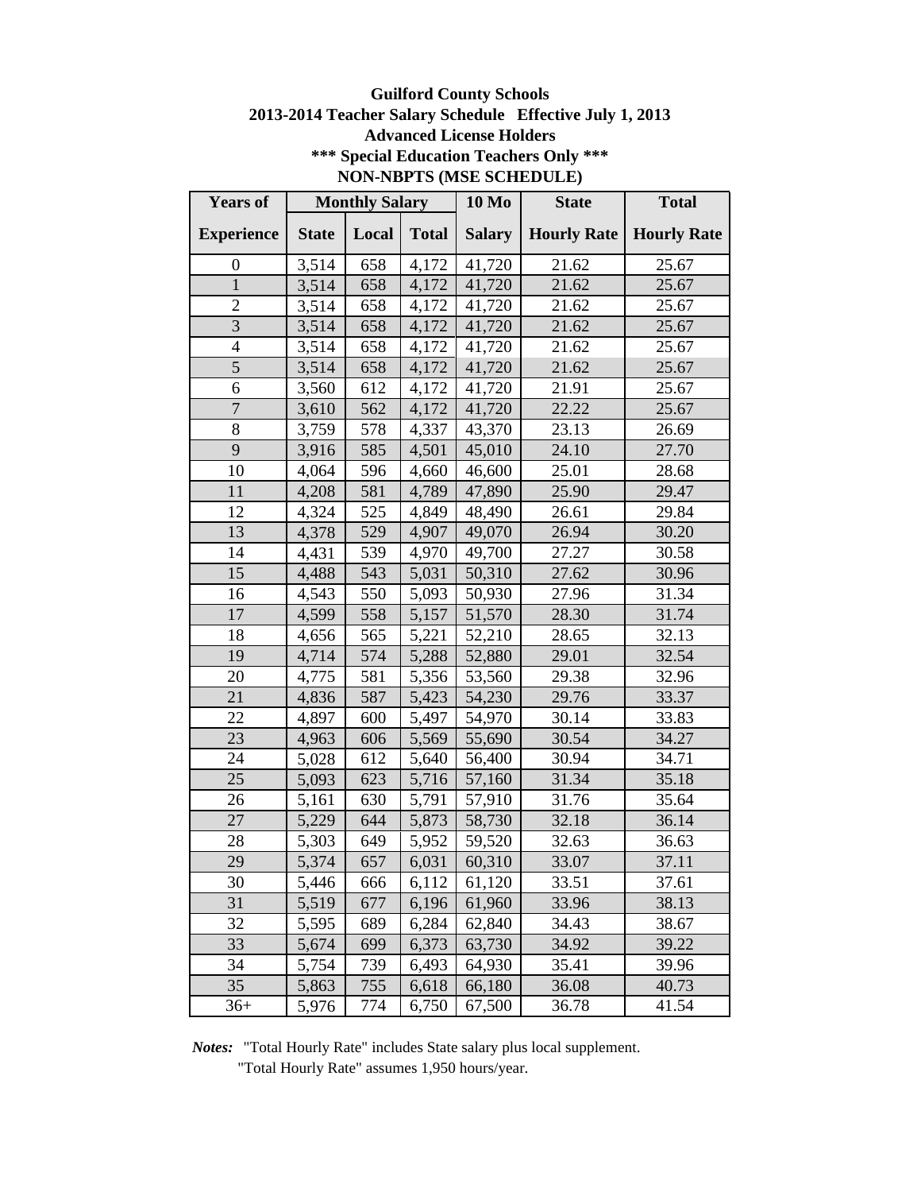**Guilford County Schools**
**2013-2014 Teacher Salary Schedule Effective July 1, 2013**
**Advanced License Holders**
**\*\*\* Special Education Teachers Only \*\*\***
**NON-NBPTS (MSE SCHEDULE)**

| Years of Experience | Monthly Salary | | | 10 Mo Salary | State Hourly Rate | Total Hourly Rate |
|---|---|---|---|---|---|---|
| | State | Local | Total | | | |
| 0 | 3,514 | 658 | 4,172 | 41,720 | 21.62 | 25.67 |
| 1 | 3,514 | 658 | 4,172 | 41,720 | 21.62 | 25.67 |
| 2 | 3,514 | 658 | 4,172 | 41,720 | 21.62 | 25.67 |
| 3 | 3,514 | 658 | 4,172 | 41,720 | 21.62 | 25.67 |
| 4 | 3,514 | 658 | 4,172 | 41,720 | 21.62 | 25.67 |
| 5 | 3,514 | 658 | 4,172 | 41,720 | 21.62 | 25.67 |
| 6 | 3,560 | 612 | 4,172 | 41,720 | 21.91 | 25.67 |
| 7 | 3,610 | 562 | 4,172 | 41,720 | 22.22 | 25.67 |
| 8 | 3,759 | 578 | 4,337 | 43,370 | 23.13 | 26.69 |
| 9 | 3,916 | 585 | 4,501 | 45,010 | 24.10 | 27.70 |
| 10 | 4,064 | 596 | 4,660 | 46,600 | 25.01 | 28.68 |
| 11 | 4,208 | 581 | 4,789 | 47,890 | 25.90 | 29.47 |
| 12 | 4,324 | 525 | 4,849 | 48,490 | 26.61 | 29.84 |
| 13 | 4,378 | 529 | 4,907 | 49,070 | 26.94 | 30.20 |
| 14 | 4,431 | 539 | 4,970 | 49,700 | 27.27 | 30.58 |
| 15 | 4,488 | 543 | 5,031 | 50,310 | 27.62 | 30.96 |
| 16 | 4,543 | 550 | 5,093 | 50,930 | 27.96 | 31.34 |
| 17 | 4,599 | 558 | 5,157 | 51,570 | 28.30 | 31.74 |
| 18 | 4,656 | 565 | 5,221 | 52,210 | 28.65 | 32.13 |
| 19 | 4,714 | 574 | 5,288 | 52,880 | 29.01 | 32.54 |
| 20 | 4,775 | 581 | 5,356 | 53,560 | 29.38 | 32.96 |
| 21 | 4,836 | 587 | 5,423 | 54,230 | 29.76 | 33.37 |
| 22 | 4,897 | 600 | 5,497 | 54,970 | 30.14 | 33.83 |
| 23 | 4,963 | 606 | 5,569 | 55,690 | 30.54 | 34.27 |
| 24 | 5,028 | 612 | 5,640 | 56,400 | 30.94 | 34.71 |
| 25 | 5,093 | 623 | 5,716 | 57,160 | 31.34 | 35.18 |
| 26 | 5,161 | 630 | 5,791 | 57,910 | 31.76 | 35.64 |
| 27 | 5,229 | 644 | 5,873 | 58,730 | 32.18 | 36.14 |
| 28 | 5,303 | 649 | 5,952 | 59,520 | 32.63 | 36.63 |
| 29 | 5,374 | 657 | 6,031 | 60,310 | 33.07 | 37.11 |
| 30 | 5,446 | 666 | 6,112 | 61,120 | 33.51 | 37.61 |
| 31 | 5,519 | 677 | 6,196 | 61,960 | 33.96 | 38.13 |
| 32 | 5,595 | 689 | 6,284 | 62,840 | 34.43 | 38.67 |
| 33 | 5,674 | 699 | 6,373 | 63,730 | 34.92 | 39.22 |
| 34 | 5,754 | 739 | 6,493 | 64,930 | 35.41 | 39.96 |
| 35 | 5,863 | 755 | 6,618 | 66,180 | 36.08 | 40.73 |
| 36+ | 5,976 | 774 | 6,750 | 67,500 | 36.78 | 41.54 |

***Notes:*** "Total Hourly Rate" includes State salary plus local supplement.
"Total Hourly Rate" assumes 1,950 hours/year.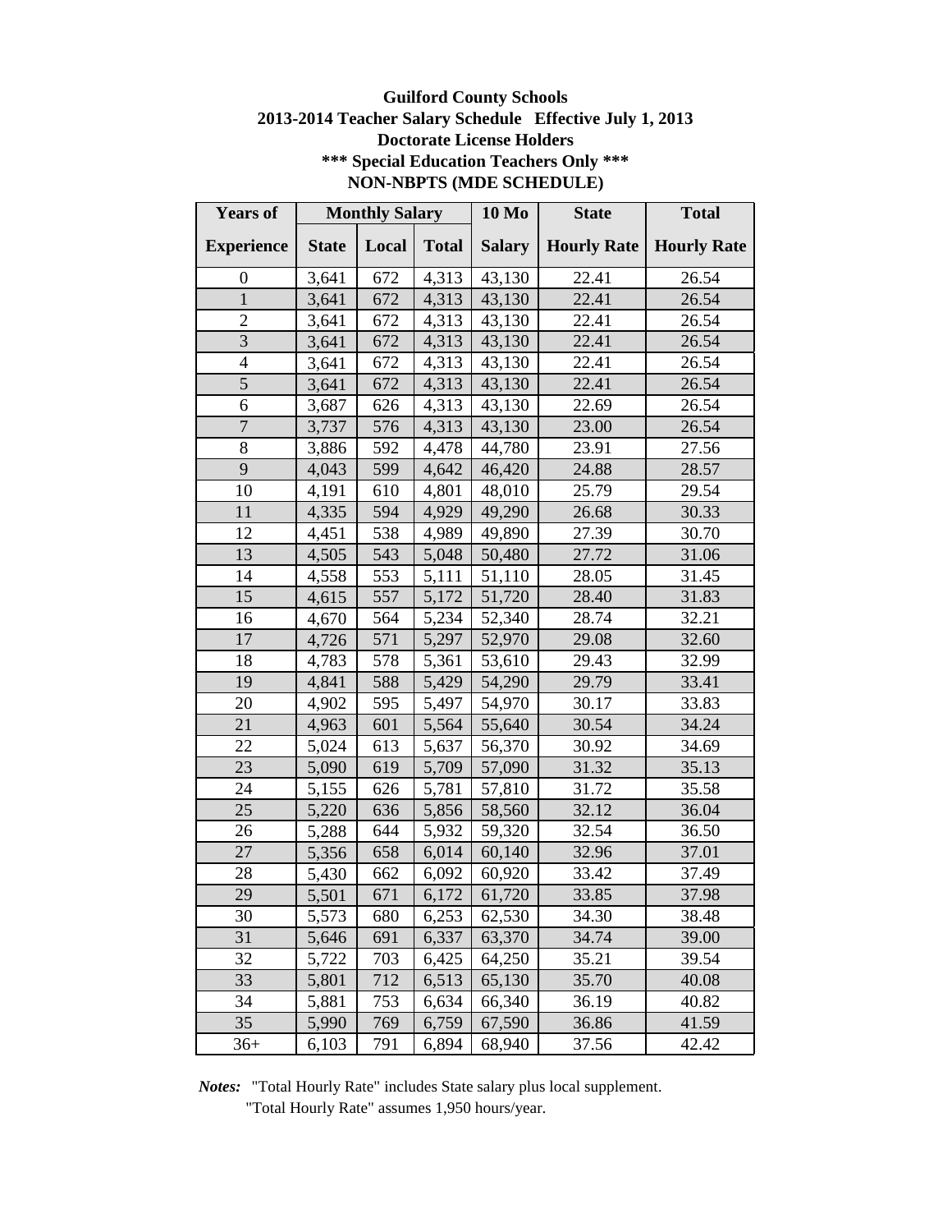# Guilford County Schools

## 2013-2014 Teacher Salary Schedule Effective July 1, 2013

### Doctorate License Holders

### *** Special Education Teachers Only ***

### NON-NBPTS (MDE SCHEDULE)

| Years of | Monthly Salary | | | 10 Mo | State | Total |
|---|---|---|---|---|---|---|
| Experience | State | Local | Total | Salary | Hourly Rate | Hourly Rate |
| 0 | 3,641 | 672 | 4,313 | 43,130 | 22.41 | 26.54 |
| 1 | 3,641 | 672 | 4,313 | 43,130 | 22.41 | 26.54 |
| 2 | 3,641 | 672 | 4,313 | 43,130 | 22.41 | 26.54 |
| 3 | 3,641 | 672 | 4,313 | 43,130 | 22.41 | 26.54 |
| 4 | 3,641 | 672 | 4,313 | 43,130 | 22.41 | 26.54 |
| 5 | 3,641 | 672 | 4,313 | 43,130 | 22.41 | 26.54 |
| 6 | 3,687 | 626 | 4,313 | 43,130 | 22.69 | 26.54 |
| 7 | 3,737 | 576 | 4,313 | 43,130 | 23.00 | 26.54 |
| 8 | 3,886 | 592 | 4,478 | 44,780 | 23.91 | 27.56 |
| 9 | 4,043 | 599 | 4,642 | 46,420 | 24.88 | 28.57 |
| 10 | 4,191 | 610 | 4,801 | 48,010 | 25.79 | 29.54 |
| 11 | 4,335 | 594 | 4,929 | 49,290 | 26.68 | 30.33 |
| 12 | 4,451 | 538 | 4,989 | 49,890 | 27.39 | 30.70 |
| 13 | 4,505 | 543 | 5,048 | 50,480 | 27.72 | 31.06 |
| 14 | 4,558 | 553 | 5,111 | 51,110 | 28.05 | 31.45 |
| 15 | 4,615 | 557 | 5,172 | 51,720 | 28.40 | 31.83 |
| 16 | 4,670 | 564 | 5,234 | 52,340 | 28.74 | 32.21 |
| 17 | 4,726 | 571 | 5,297 | 52,970 | 29.08 | 32.60 |
| 18 | 4,783 | 578 | 5,361 | 53,610 | 29.43 | 32.99 |
| 19 | 4,841 | 588 | 5,429 | 54,290 | 29.79 | 33.41 |
| 20 | 4,902 | 595 | 5,497 | 54,970 | 30.17 | 33.83 |
| 21 | 4,963 | 601 | 5,564 | 55,640 | 30.54 | 34.24 |
| 22 | 5,024 | 613 | 5,637 | 56,370 | 30.92 | 34.69 |
| 23 | 5,090 | 619 | 5,709 | 57,090 | 31.32 | 35.13 |
| 24 | 5,155 | 626 | 5,781 | 57,810 | 31.72 | 35.58 |
| 25 | 5,220 | 636 | 5,856 | 58,560 | 32.12 | 36.04 |
| 26 | 5,288 | 644 | 5,932 | 59,320 | 32.54 | 36.50 |
| 27 | 5,356 | 658 | 6,014 | 60,140 | 32.96 | 37.01 |
| 28 | 5,430 | 662 | 6,092 | 60,920 | 33.42 | 37.49 |
| 29 | 5,501 | 671 | 6,172 | 61,720 | 33.85 | 37.98 |
| 30 | 5,573 | 680 | 6,253 | 62,530 | 34.30 | 38.48 |
| 31 | 5,646 | 691 | 6,337 | 63,370 | 34.74 | 39.00 |
| 32 | 5,722 | 703 | 6,425 | 64,250 | 35.21 | 39.54 |
| 33 | 5,801 | 712 | 6,513 | 65,130 | 35.70 | 40.08 |
| 34 | 5,881 | 753 | 6,634 | 66,340 | 36.19 | 40.82 |
| 35 | 5,990 | 769 | 6,759 | 67,590 | 36.86 | 41.59 |
| 36+ | 6,103 | 791 | 6,894 | 68,940 | 37.56 | 42.42 |

***Notes:*** "Total Hourly Rate" includes State salary plus local supplement.
"Total Hourly Rate" assumes 1,950 hours/year.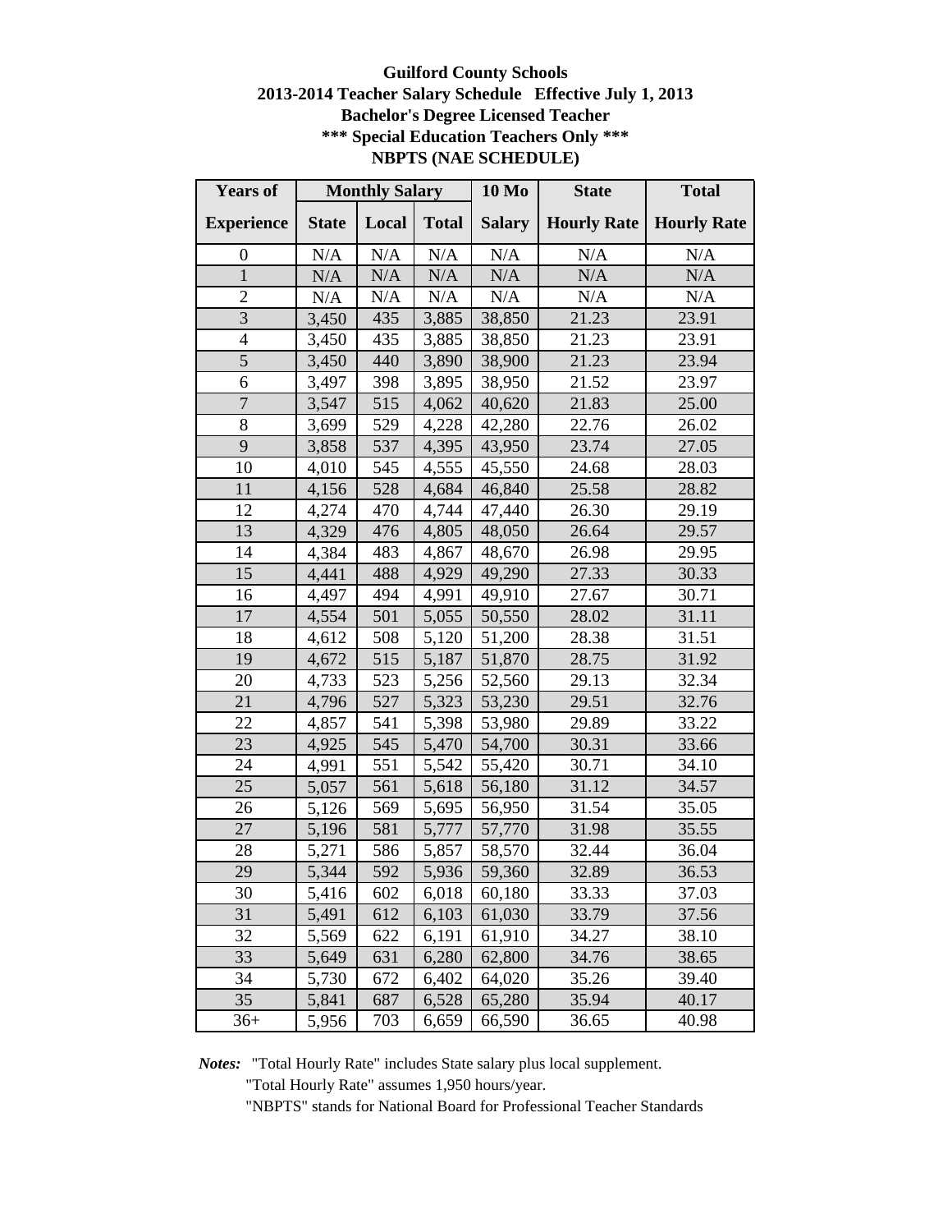**Guilford County Schools**
**2013-2014 Teacher Salary Schedule Effective July 1, 2013**
**Bachelor's Degree Licensed Teacher**
**\*\*\* Special Education Teachers Only \*\*\***
**NBPTS (NAE SCHEDULE)**

| Years of | Monthly Salary | | | 10 Mo | State | Total |
|---|---|---|---|---|---|---|
| Experience | State | Local | Total | Salary | Hourly Rate | Hourly Rate |
| 0 | N/A | N/A | N/A | N/A | N/A | N/A |
| 1 | N/A | N/A | N/A | N/A | N/A | N/A |
| 2 | N/A | N/A | N/A | N/A | N/A | N/A |
| 3 | 3,450 | 435 | 3,885 | 38,850 | 21.23 | 23.91 |
| 4 | 3,450 | 435 | 3,885 | 38,850 | 21.23 | 23.91 |
| 5 | 3,450 | 440 | 3,890 | 38,900 | 21.23 | 23.94 |
| 6 | 3,497 | 398 | 3,895 | 38,950 | 21.52 | 23.97 |
| 7 | 3,547 | 515 | 4,062 | 40,620 | 21.83 | 25.00 |
| 8 | 3,699 | 529 | 4,228 | 42,280 | 22.76 | 26.02 |
| 9 | 3,858 | 537 | 4,395 | 43,950 | 23.74 | 27.05 |
| 10 | 4,010 | 545 | 4,555 | 45,550 | 24.68 | 28.03 |
| 11 | 4,156 | 528 | 4,684 | 46,840 | 25.58 | 28.82 |
| 12 | 4,274 | 470 | 4,744 | 47,440 | 26.30 | 29.19 |
| 13 | 4,329 | 476 | 4,805 | 48,050 | 26.64 | 29.57 |
| 14 | 4,384 | 483 | 4,867 | 48,670 | 26.98 | 29.95 |
| 15 | 4,441 | 488 | 4,929 | 49,290 | 27.33 | 30.33 |
| 16 | 4,497 | 494 | 4,991 | 49,910 | 27.67 | 30.71 |
| 17 | 4,554 | 501 | 5,055 | 50,550 | 28.02 | 31.11 |
| 18 | 4,612 | 508 | 5,120 | 51,200 | 28.38 | 31.51 |
| 19 | 4,672 | 515 | 5,187 | 51,870 | 28.75 | 31.92 |
| 20 | 4,733 | 523 | 5,256 | 52,560 | 29.13 | 32.34 |
| 21 | 4,796 | 527 | 5,323 | 53,230 | 29.51 | 32.76 |
| 22 | 4,857 | 541 | 5,398 | 53,980 | 29.89 | 33.22 |
| 23 | 4,925 | 545 | 5,470 | 54,700 | 30.31 | 33.66 |
| 24 | 4,991 | 551 | 5,542 | 55,420 | 30.71 | 34.10 |
| 25 | 5,057 | 561 | 5,618 | 56,180 | 31.12 | 34.57 |
| 26 | 5,126 | 569 | 5,695 | 56,950 | 31.54 | 35.05 |
| 27 | 5,196 | 581 | 5,777 | 57,770 | 31.98 | 35.55 |
| 28 | 5,271 | 586 | 5,857 | 58,570 | 32.44 | 36.04 |
| 29 | 5,344 | 592 | 5,936 | 59,360 | 32.89 | 36.53 |
| 30 | 5,416 | 602 | 6,018 | 60,180 | 33.33 | 37.03 |
| 31 | 5,491 | 612 | 6,103 | 61,030 | 33.79 | 37.56 |
| 32 | 5,569 | 622 | 6,191 | 61,910 | 34.27 | 38.10 |
| 33 | 5,649 | 631 | 6,280 | 62,800 | 34.76 | 38.65 |
| 34 | 5,730 | 672 | 6,402 | 64,020 | 35.26 | 39.40 |
| 35 | 5,841 | 687 | 6,528 | 65,280 | 35.94 | 40.17 |
| 36+ | 5,956 | 703 | 6,659 | 66,590 | 36.65 | 40.98 |

***Notes:*** "Total Hourly Rate" includes State salary plus local supplement.
"Total Hourly Rate" assumes 1,950 hours/year.
"NBPTS" stands for National Board for Professional Teacher Standards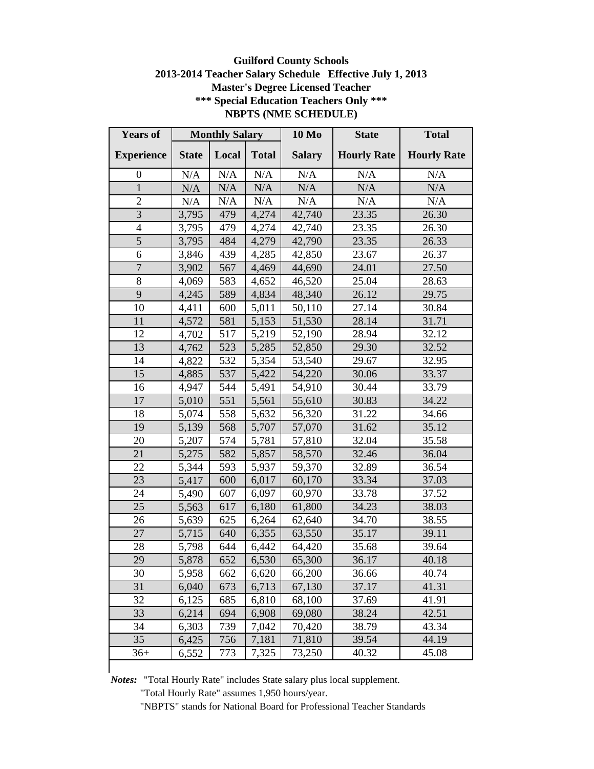**Guilford County Schools**

**2013-2014 Teacher Salary Schedule   Effective July 1, 2013**

**Master's Degree Licensed Teacher**

**\*\*\* Special Education Teachers Only \*\*\***

**NBPTS (NME SCHEDULE)**

| Years of | Monthly Salary | | | 10 Mo | State | Total |
|---|---|---|---|---|---|---|
| Experience | State | Local | Total | Salary | Hourly Rate | Hourly Rate |
| 0 | N/A | N/A | N/A | N/A | N/A | N/A |
| 1 | N/A | N/A | N/A | N/A | N/A | N/A |
| 2 | N/A | N/A | N/A | N/A | N/A | N/A |
| 3 | 3,795 | 479 | 4,274 | 42,740 | 23.35 | 26.30 |
| 4 | 3,795 | 479 | 4,274 | 42,740 | 23.35 | 26.30 |
| 5 | 3,795 | 484 | 4,279 | 42,790 | 23.35 | 26.33 |
| 6 | 3,846 | 439 | 4,285 | 42,850 | 23.67 | 26.37 |
| 7 | 3,902 | 567 | 4,469 | 44,690 | 24.01 | 27.50 |
| 8 | 4,069 | 583 | 4,652 | 46,520 | 25.04 | 28.63 |
| 9 | 4,245 | 589 | 4,834 | 48,340 | 26.12 | 29.75 |
| 10 | 4,411 | 600 | 5,011 | 50,110 | 27.14 | 30.84 |
| 11 | 4,572 | 581 | 5,153 | 51,530 | 28.14 | 31.71 |
| 12 | 4,702 | 517 | 5,219 | 52,190 | 28.94 | 32.12 |
| 13 | 4,762 | 523 | 5,285 | 52,850 | 29.30 | 32.52 |
| 14 | 4,822 | 532 | 5,354 | 53,540 | 29.67 | 32.95 |
| 15 | 4,885 | 537 | 5,422 | 54,220 | 30.06 | 33.37 |
| 16 | 4,947 | 544 | 5,491 | 54,910 | 30.44 | 33.79 |
| 17 | 5,010 | 551 | 5,561 | 55,610 | 30.83 | 34.22 |
| 18 | 5,074 | 558 | 5,632 | 56,320 | 31.22 | 34.66 |
| 19 | 5,139 | 568 | 5,707 | 57,070 | 31.62 | 35.12 |
| 20 | 5,207 | 574 | 5,781 | 57,810 | 32.04 | 35.58 |
| 21 | 5,275 | 582 | 5,857 | 58,570 | 32.46 | 36.04 |
| 22 | 5,344 | 593 | 5,937 | 59,370 | 32.89 | 36.54 |
| 23 | 5,417 | 600 | 6,017 | 60,170 | 33.34 | 37.03 |
| 24 | 5,490 | 607 | 6,097 | 60,970 | 33.78 | 37.52 |
| 25 | 5,563 | 617 | 6,180 | 61,800 | 34.23 | 38.03 |
| 26 | 5,639 | 625 | 6,264 | 62,640 | 34.70 | 38.55 |
| 27 | 5,715 | 640 | 6,355 | 63,550 | 35.17 | 39.11 |
| 28 | 5,798 | 644 | 6,442 | 64,420 | 35.68 | 39.64 |
| 29 | 5,878 | 652 | 6,530 | 65,300 | 36.17 | 40.18 |
| 30 | 5,958 | 662 | 6,620 | 66,200 | 36.66 | 40.74 |
| 31 | 6,040 | 673 | 6,713 | 67,130 | 37.17 | 41.31 |
| 32 | 6,125 | 685 | 6,810 | 68,100 | 37.69 | 41.91 |
| 33 | 6,214 | 694 | 6,908 | 69,080 | 38.24 | 42.51 |
| 34 | 6,303 | 739 | 7,042 | 70,420 | 38.79 | 43.34 |
| 35 | 6,425 | 756 | 7,181 | 71,810 | 39.54 | 44.19 |
| 36+ | 6,552 | 773 | 7,325 | 73,250 | 40.32 | 45.08 |

***Notes:*** "Total Hourly Rate" includes State salary plus local supplement.

"Total Hourly Rate" assumes 1,950 hours/year.

"NBPTS" stands for National Board for Professional Teacher Standards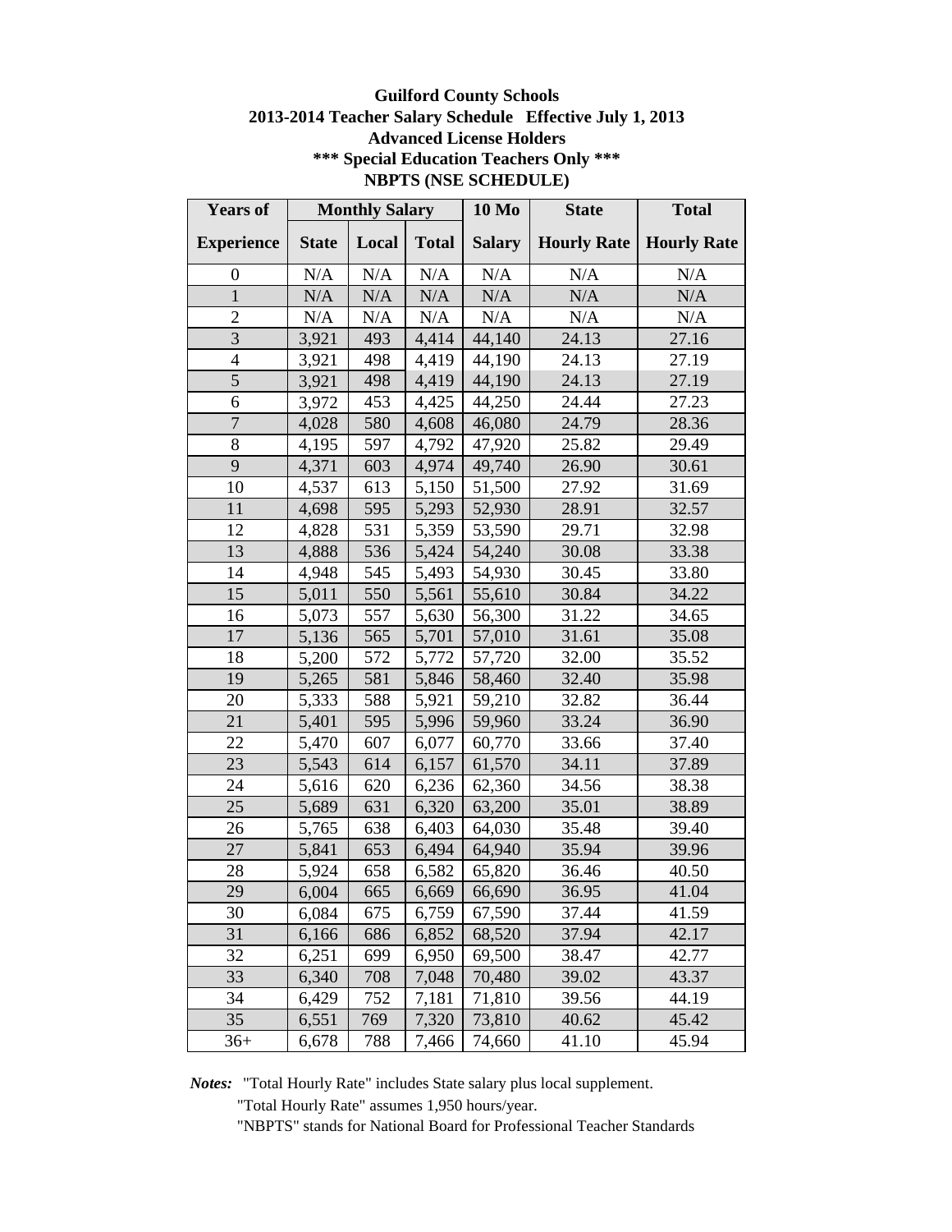**Guilford County Schools**
**2013-2014 Teacher Salary Schedule Effective July 1, 2013**
**Advanced License Holders**
**\*\*\* Special Education Teachers Only \*\*\***
**NBPTS (NSE SCHEDULE)**

| Years of | Monthly Salary | | | 10 Mo | State | Total |
|---|---|---|---|---|---|---|
| Experience | State | Local | Total | Salary | Hourly Rate | Hourly Rate |
| 0 | N/A | N/A | N/A | N/A | N/A | N/A |
| 1 | N/A | N/A | N/A | N/A | N/A | N/A |
| 2 | N/A | N/A | N/A | N/A | N/A | N/A |
| 3 | 3,921 | 493 | 4,414 | 44,140 | 24.13 | 27.16 |
| 4 | 3,921 | 498 | 4,419 | 44,190 | 24.13 | 27.19 |
| 5 | 3,921 | 498 | 4,419 | 44,190 | 24.13 | 27.19 |
| 6 | 3,972 | 453 | 4,425 | 44,250 | 24.44 | 27.23 |
| 7 | 4,028 | 580 | 4,608 | 46,080 | 24.79 | 28.36 |
| 8 | 4,195 | 597 | 4,792 | 47,920 | 25.82 | 29.49 |
| 9 | 4,371 | 603 | 4,974 | 49,740 | 26.90 | 30.61 |
| 10 | 4,537 | 613 | 5,150 | 51,500 | 27.92 | 31.69 |
| 11 | 4,698 | 595 | 5,293 | 52,930 | 28.91 | 32.57 |
| 12 | 4,828 | 531 | 5,359 | 53,590 | 29.71 | 32.98 |
| 13 | 4,888 | 536 | 5,424 | 54,240 | 30.08 | 33.38 |
| 14 | 4,948 | 545 | 5,493 | 54,930 | 30.45 | 33.80 |
| 15 | 5,011 | 550 | 5,561 | 55,610 | 30.84 | 34.22 |
| 16 | 5,073 | 557 | 5,630 | 56,300 | 31.22 | 34.65 |
| 17 | 5,136 | 565 | 5,701 | 57,010 | 31.61 | 35.08 |
| 18 | 5,200 | 572 | 5,772 | 57,720 | 32.00 | 35.52 |
| 19 | 5,265 | 581 | 5,846 | 58,460 | 32.40 | 35.98 |
| 20 | 5,333 | 588 | 5,921 | 59,210 | 32.82 | 36.44 |
| 21 | 5,401 | 595 | 5,996 | 59,960 | 33.24 | 36.90 |
| 22 | 5,470 | 607 | 6,077 | 60,770 | 33.66 | 37.40 |
| 23 | 5,543 | 614 | 6,157 | 61,570 | 34.11 | 37.89 |
| 24 | 5,616 | 620 | 6,236 | 62,360 | 34.56 | 38.38 |
| 25 | 5,689 | 631 | 6,320 | 63,200 | 35.01 | 38.89 |
| 26 | 5,765 | 638 | 6,403 | 64,030 | 35.48 | 39.40 |
| 27 | 5,841 | 653 | 6,494 | 64,940 | 35.94 | 39.96 |
| 28 | 5,924 | 658 | 6,582 | 65,820 | 36.46 | 40.50 |
| 29 | 6,004 | 665 | 6,669 | 66,690 | 36.95 | 41.04 |
| 30 | 6,084 | 675 | 6,759 | 67,590 | 37.44 | 41.59 |
| 31 | 6,166 | 686 | 6,852 | 68,520 | 37.94 | 42.17 |
| 32 | 6,251 | 699 | 6,950 | 69,500 | 38.47 | 42.77 |
| 33 | 6,340 | 708 | 7,048 | 70,480 | 39.02 | 43.37 |
| 34 | 6,429 | 752 | 7,181 | 71,810 | 39.56 | 44.19 |
| 35 | 6,551 | 769 | 7,320 | 73,810 | 40.62 | 45.42 |
| 36+ | 6,678 | 788 | 7,466 | 74,660 | 41.10 | 45.94 |

***Notes:*** "Total Hourly Rate" includes State salary plus local supplement.
"Total Hourly Rate" assumes 1,950 hours/year.
"NBPTS" stands for National Board for Professional Teacher Standards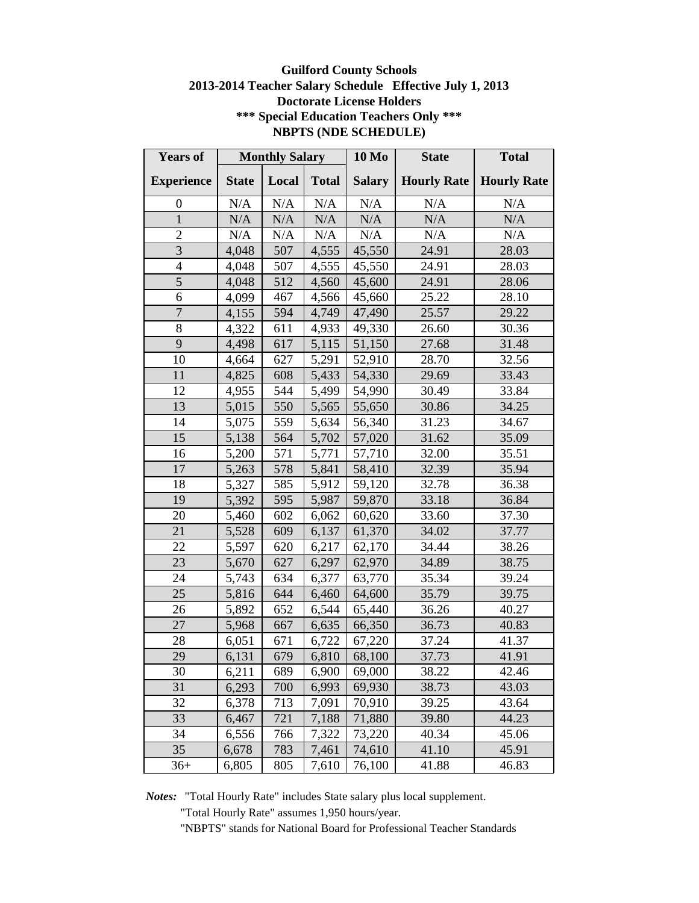**Guilford County Schools**
**2013-2014 Teacher Salary Schedule Effective July 1, 2013**
**Doctorate License Holders**
**\*\*\* Special Education Teachers Only \*\*\***
**NBPTS (NDE SCHEDULE)**

| Years of | Monthly Salary | | | 10 Mo | State | Total |
|---|---|---|---|---|---|---|
| **Experience** | **State** | **Local** | **Total** | **Salary** | **Hourly Rate** | **Hourly Rate** |
| 0 | N/A | N/A | N/A | N/A | N/A | N/A |
| 1 | N/A | N/A | N/A | N/A | N/A | N/A |
| 2 | N/A | N/A | N/A | N/A | N/A | N/A |
| 3 | 4,048 | 507 | 4,555 | 45,550 | 24.91 | 28.03 |
| 4 | 4,048 | 507 | 4,555 | 45,550 | 24.91 | 28.03 |
| 5 | 4,048 | 512 | 4,560 | 45,600 | 24.91 | 28.06 |
| 6 | 4,099 | 467 | 4,566 | 45,660 | 25.22 | 28.10 |
| 7 | 4,155 | 594 | 4,749 | 47,490 | 25.57 | 29.22 |
| 8 | 4,322 | 611 | 4,933 | 49,330 | 26.60 | 30.36 |
| 9 | 4,498 | 617 | 5,115 | 51,150 | 27.68 | 31.48 |
| 10 | 4,664 | 627 | 5,291 | 52,910 | 28.70 | 32.56 |
| 11 | 4,825 | 608 | 5,433 | 54,330 | 29.69 | 33.43 |
| 12 | 4,955 | 544 | 5,499 | 54,990 | 30.49 | 33.84 |
| 13 | 5,015 | 550 | 5,565 | 55,650 | 30.86 | 34.25 |
| 14 | 5,075 | 559 | 5,634 | 56,340 | 31.23 | 34.67 |
| 15 | 5,138 | 564 | 5,702 | 57,020 | 31.62 | 35.09 |
| 16 | 5,200 | 571 | 5,771 | 57,710 | 32.00 | 35.51 |
| 17 | 5,263 | 578 | 5,841 | 58,410 | 32.39 | 35.94 |
| 18 | 5,327 | 585 | 5,912 | 59,120 | 32.78 | 36.38 |
| 19 | 5,392 | 595 | 5,987 | 59,870 | 33.18 | 36.84 |
| 20 | 5,460 | 602 | 6,062 | 60,620 | 33.60 | 37.30 |
| 21 | 5,528 | 609 | 6,137 | 61,370 | 34.02 | 37.77 |
| 22 | 5,597 | 620 | 6,217 | 62,170 | 34.44 | 38.26 |
| 23 | 5,670 | 627 | 6,297 | 62,970 | 34.89 | 38.75 |
| 24 | 5,743 | 634 | 6,377 | 63,770 | 35.34 | 39.24 |
| 25 | 5,816 | 644 | 6,460 | 64,600 | 35.79 | 39.75 |
| 26 | 5,892 | 652 | 6,544 | 65,440 | 36.26 | 40.27 |
| 27 | 5,968 | 667 | 6,635 | 66,350 | 36.73 | 40.83 |
| 28 | 6,051 | 671 | 6,722 | 67,220 | 37.24 | 41.37 |
| 29 | 6,131 | 679 | 6,810 | 68,100 | 37.73 | 41.91 |
| 30 | 6,211 | 689 | 6,900 | 69,000 | 38.22 | 42.46 |
| 31 | 6,293 | 700 | 6,993 | 69,930 | 38.73 | 43.03 |
| 32 | 6,378 | 713 | 7,091 | 70,910 | 39.25 | 43.64 |
| 33 | 6,467 | 721 | 7,188 | 71,880 | 39.80 | 44.23 |
| 34 | 6,556 | 766 | 7,322 | 73,220 | 40.34 | 45.06 |
| 35 | 6,678 | 783 | 7,461 | 74,610 | 41.10 | 45.91 |
| 36+ | 6,805 | 805 | 7,610 | 76,100 | 41.88 | 46.83 |

***Notes:*** "Total Hourly Rate" includes State salary plus local supplement.
"Total Hourly Rate" assumes 1,950 hours/year.
"NBPTS" stands for National Board for Professional Teacher Standards